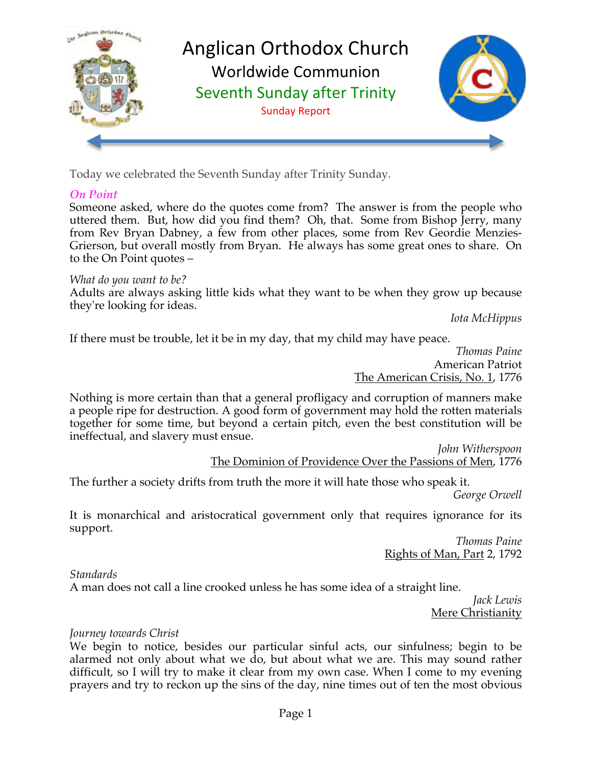# Anglican Orthodox Church

## Worldwide Communion

### Seventh Sunday after Trinity

Sunday Report

Today we celebrated the Seventh Sunday after Trinity Sunday.

***On Point***

Someone asked, where do the quotes come from? The answer is from the people who uttered them. But, how did you find them? Oh, that. Some from Bishop Jerry, many from Rev Bryan Dabney, a few from other places, some from Rev Geordie Menzies-Grierson, but overall mostly from Bryan. He always has some great ones to share. On to the On Point quotes –

*What do you want to be?*

Adults are always asking little kids what they want to be when they grow up because they're looking for ideas.

*Iota McHippus*

If there must be trouble, let it be in my day, that my child may have peace.

*Thomas Paine*
American Patriot
The American Crisis, No. 1, 1776

Nothing is more certain than that a general profligacy and corruption of manners make a people ripe for destruction. A good form of government may hold the rotten materials together for some time, but beyond a certain pitch, even the best constitution will be ineffectual, and slavery must ensue.

*John Witherspoon*
The Dominion of Providence Over the Passions of Men, 1776

The further a society drifts from truth the more it will hate those who speak it.

*George Orwell*

It is monarchical and aristocratical government only that requires ignorance for its support.

*Thomas Paine*
Rights of Man, Part 2, 1792

*Standards*

A man does not call a line crooked unless he has some idea of a straight line.

*Jack Lewis*
Mere Christianity

*Journey towards Christ*

We begin to notice, besides our particular sinful acts, our sinfulness; begin to be alarmed not only about what we do, but about what we are. This may sound rather difficult, so I will try to make it clear from my own case. When I come to my evening prayers and try to reckon up the sins of the day, nine times out of ten the most obvious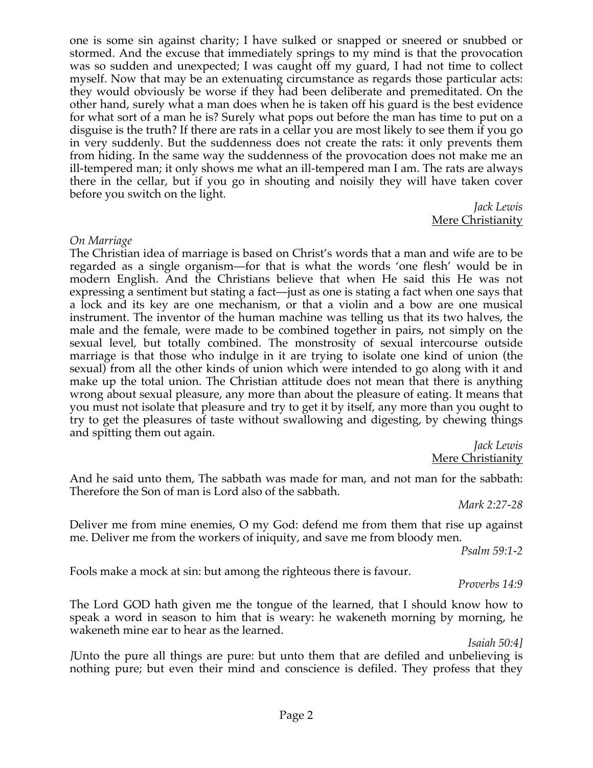one is some sin against charity; I have sulked or snapped or sneered or snubbed or stormed. And the excuse that immediately springs to my mind is that the provocation was so sudden and unexpected; I was caught off my guard, I had not time to collect myself. Now that may be an extenuating circumstance as regards those particular acts: they would obviously be worse if they had been deliberate and premeditated. On the other hand, surely what a man does when he is taken off his guard is the best evidence for what sort of a man he is? Surely what pops out before the man has time to put on a disguise is the truth? If there are rats in a cellar you are most likely to see them if you go in very suddenly. But the suddenness does not create the rats: it only prevents them from hiding. In the same way the suddenness of the provocation does not make me an ill-tempered man; it only shows me what an ill-tempered man I am. The rats are always there in the cellar, but if you go in shouting and noisily they will have taken cover before you switch on the light.

*Jack Lewis*
Mere Christianity

*On Marriage*
The Christian idea of marriage is based on Christ's words that a man and wife are to be regarded as a single organism—for that is what the words 'one flesh' would be in modern English. And the Christians believe that when He said this He was not expressing a sentiment but stating a fact—just as one is stating a fact when one says that a lock and its key are one mechanism, or that a violin and a bow are one musical instrument. The inventor of the human machine was telling us that its two halves, the male and the female, were made to be combined together in pairs, not simply on the sexual level, but totally combined. The monstrosity of sexual intercourse outside marriage is that those who indulge in it are trying to isolate one kind of union (the sexual) from all the other kinds of union which were intended to go along with it and make up the total union. The Christian attitude does not mean that there is anything wrong about sexual pleasure, any more than about the pleasure of eating. It means that you must not isolate that pleasure and try to get it by itself, any more than you ought to try to get the pleasures of taste without swallowing and digesting, by chewing things and spitting them out again.

*Jack Lewis*
Mere Christianity

And he said unto them, The sabbath was made for man, and not man for the sabbath: Therefore the Son of man is Lord also of the sabbath.

*Mark 2:27-28*

Deliver me from mine enemies, O my God: defend me from them that rise up against me. Deliver me from the workers of iniquity, and save me from bloody men.

*Psalm 59:1-2*

Fools make a mock at sin: but among the righteous there is favour.

*Proverbs 14:9*

The Lord GOD hath given me the tongue of the learned, that I should know how to speak a word in season to him that is weary: he wakeneth morning by morning, he wakeneth mine ear to hear as the learned.

*Isaiah 50:4]*

*]*Unto the pure all things are pure: but unto them that are defiled and unbelieving is nothing pure; but even their mind and conscience is defiled. They profess that they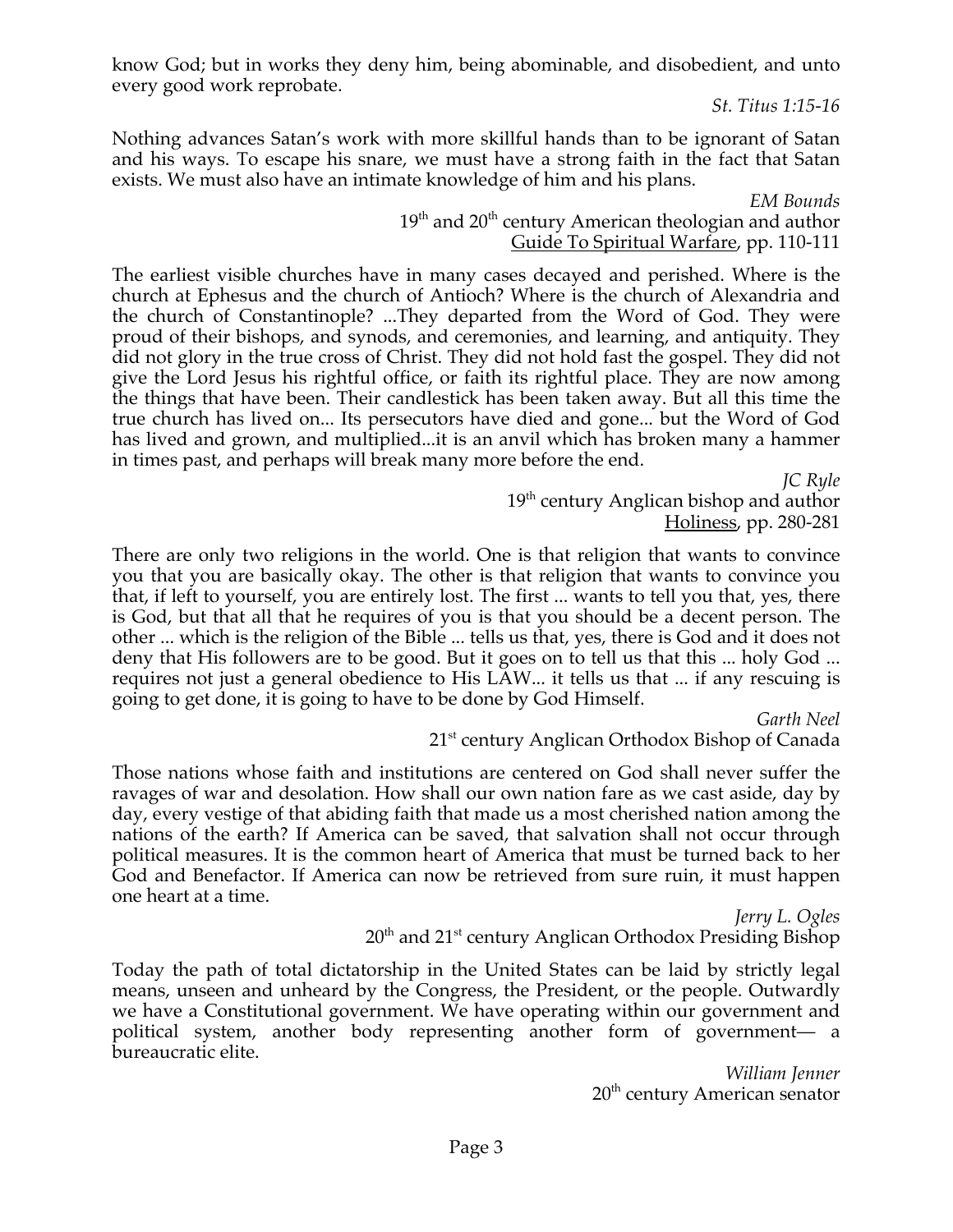know God; but in works they deny him, being abominable, and disobedient, and unto every good work reprobate.

*St. Titus 1:15-16*

Nothing advances Satan's work with more skillful hands than to be ignorant of Satan and his ways. To escape his snare, we must have a strong faith in the fact that Satan exists. We must also have an intimate knowledge of him and his plans.

*EM Bounds*
19th and 20th century American theologian and author
Guide To Spiritual Warfare, pp. 110-111

The earliest visible churches have in many cases decayed and perished. Where is the church at Ephesus and the church of Antioch? Where is the church of Alexandria and the church of Constantinople? ...They departed from the Word of God. They were proud of their bishops, and synods, and ceremonies, and learning, and antiquity. They did not glory in the true cross of Christ. They did not hold fast the gospel. They did not give the Lord Jesus his rightful office, or faith its rightful place. They are now among the things that have been. Their candlestick has been taken away. But all this time the true church has lived on... Its persecutors have died and gone... but the Word of God has lived and grown, and multiplied...it is an anvil which has broken many a hammer in times past, and perhaps will break many more before the end.

*JC Ryle*
19th century Anglican bishop and author
Holiness, pp. 280-281

There are only two religions in the world. One is that religion that wants to convince you that you are basically okay. The other is that religion that wants to convince you that, if left to yourself, you are entirely lost. The first ... wants to tell you that, yes, there is God, but that all that he requires of you is that you should be a decent person. The other ... which is the religion of the Bible ... tells us that, yes, there is God and it does not deny that His followers are to be good. But it goes on to tell us that this ... holy God ... requires not just a general obedience to His LAW... it tells us that ... if any rescuing is going to get done, it is going to have to be done by God Himself.

*Garth Neel*
21st century Anglican Orthodox Bishop of Canada

Those nations whose faith and institutions are centered on God shall never suffer the ravages of war and desolation. How shall our own nation fare as we cast aside, day by day, every vestige of that abiding faith that made us a most cherished nation among the nations of the earth? If America can be saved, that salvation shall not occur through political measures. It is the common heart of America that must be turned back to her God and Benefactor. If America can now be retrieved from sure ruin, it must happen one heart at a time.

*Jerry L. Ogles*
20th and 21st century Anglican Orthodox Presiding Bishop

Today the path of total dictatorship in the United States can be laid by strictly legal means, unseen and unheard by the Congress, the President, or the people. Outwardly we have a Constitutional government. We have operating within our government and political system, another body representing another form of government— a bureaucratic elite.

*William Jenner*
20th century American senator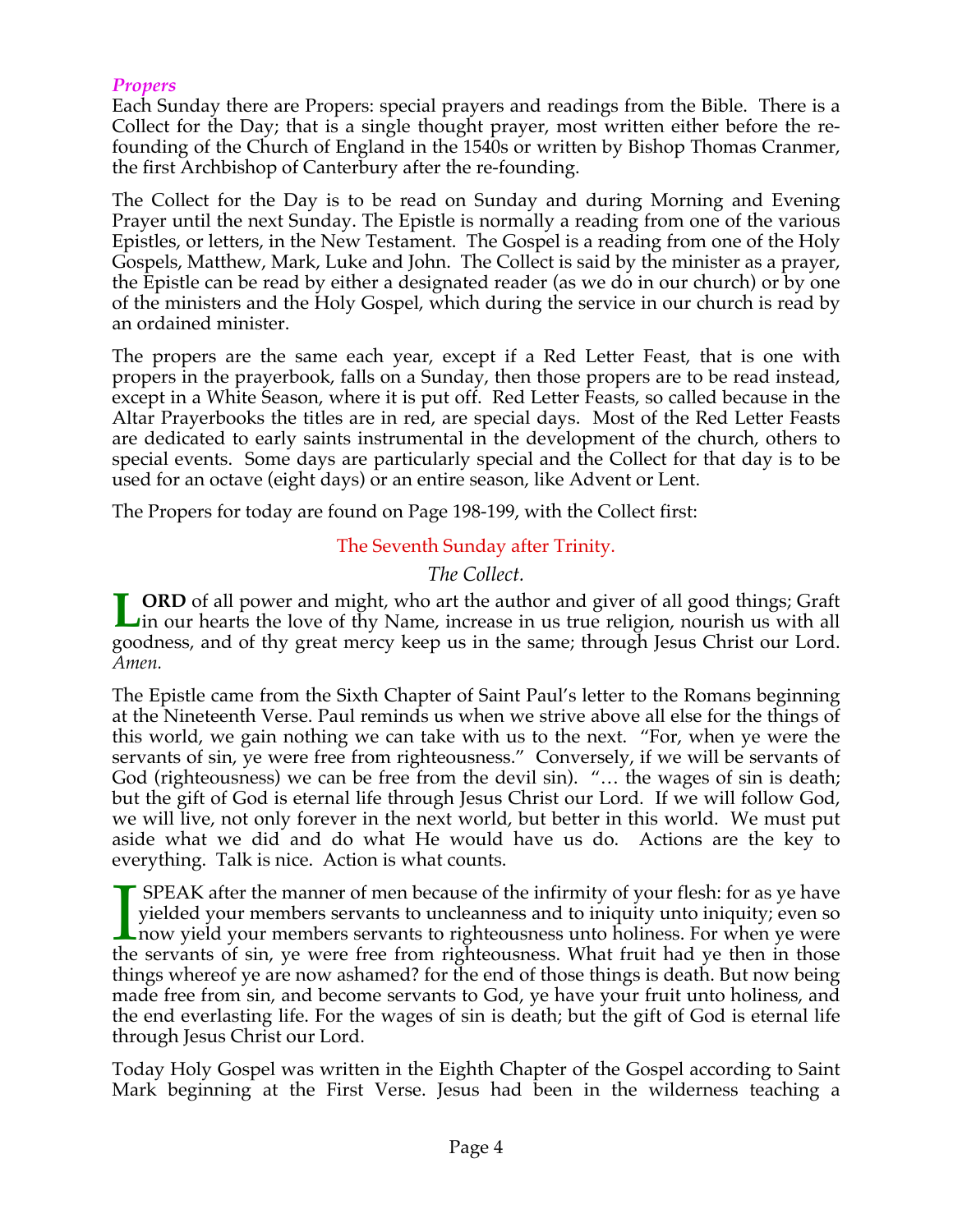## *Propers*

Each Sunday there are Propers: special prayers and readings from the Bible. There is a Collect for the Day; that is a single thought prayer, most written either before the re-founding of the Church of England in the 1540s or written by Bishop Thomas Cranmer, the first Archbishop of Canterbury after the re-founding.

The Collect for the Day is to be read on Sunday and during Morning and Evening Prayer until the next Sunday. The Epistle is normally a reading from one of the various Epistles, or letters, in the New Testament. The Gospel is a reading from one of the Holy Gospels, Matthew, Mark, Luke and John. The Collect is said by the minister as a prayer, the Epistle can be read by either a designated reader (as we do in our church) or by one of the ministers and the Holy Gospel, which during the service in our church is read by an ordained minister.

The propers are the same each year, except if a Red Letter Feast, that is one with propers in the prayerbook, falls on a Sunday, then those propers are to be read instead, except in a White Season, where it is put off. Red Letter Feasts, so called because in the Altar Prayerbooks the titles are in red, are special days. Most of the Red Letter Feasts are dedicated to early saints instrumental in the development of the church, others to special events. Some days are particularly special and the Collect for that day is to be used for an octave (eight days) or an entire season, like Advent or Lent.

The Propers for today are found on Page 198-199, with the Collect first:

### The Seventh Sunday after Trinity.

*The Collect.*

**LORD** of all power and might, who art the author and giver of all good things; Graft in our hearts the love of thy Name, increase in us true religion, nourish us with all goodness, and of thy great mercy keep us in the same; through Jesus Christ our Lord. *Amen.*

The Epistle came from the Sixth Chapter of Saint Paul's letter to the Romans beginning at the Nineteenth Verse. Paul reminds us when we strive above all else for the things of this world, we gain nothing we can take with us to the next. "For, when ye were the servants of sin, ye were free from righteousness." Conversely, if we will be servants of God (righteousness) we can be free from the devil sin). "… the wages of sin is death; but the gift of God is eternal life through Jesus Christ our Lord. If we will follow God, we will live, not only forever in the next world, but better in this world. We must put aside what we did and do what He would have us do. Actions are the key to everything. Talk is nice. Action is what counts.

I SPEAK after the manner of men because of the infirmity of your flesh: for as ye have yielded your members servants to uncleanness and to iniquity unto iniquity; even so now yield your members servants to righteousness unto holiness. For when ye were the servants of sin, ye were free from righteousness. What fruit had ye then in those things whereof ye are now ashamed? for the end of those things is death. But now being made free from sin, and become servants to God, ye have your fruit unto holiness, and the end everlasting life. For the wages of sin is death; but the gift of God is eternal life through Jesus Christ our Lord.

Today Holy Gospel was written in the Eighth Chapter of the Gospel according to Saint Mark beginning at the First Verse. Jesus had been in the wilderness teaching a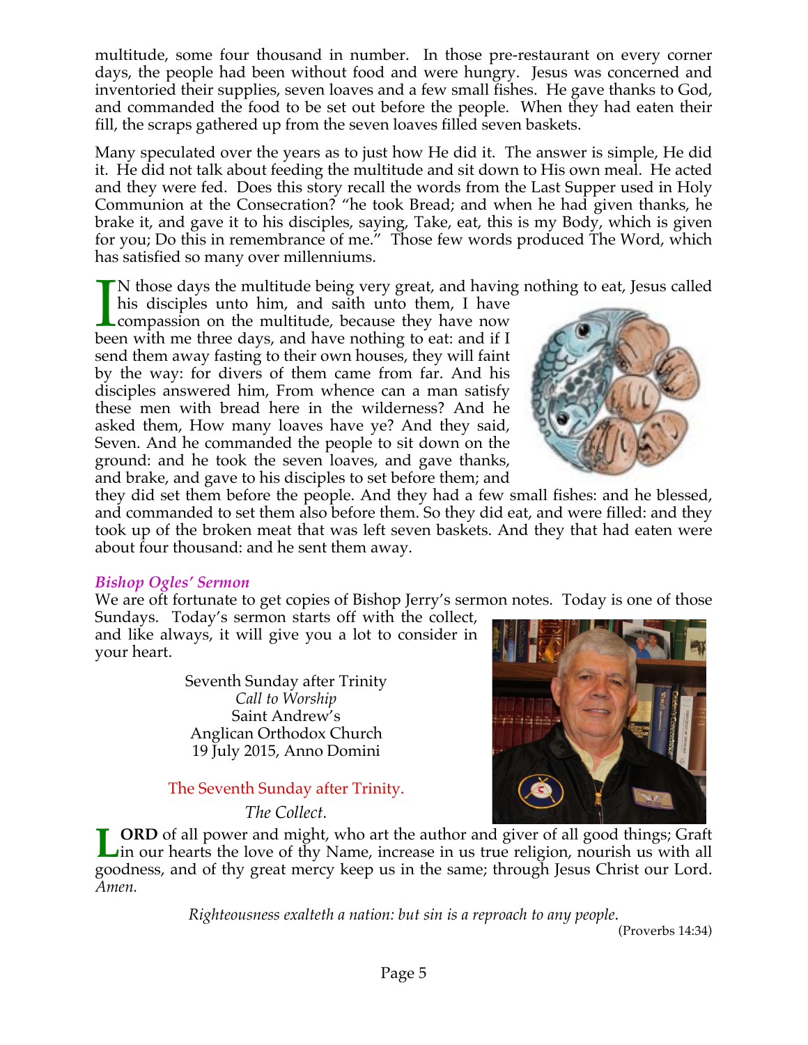multitude, some four thousand in number. In those pre-restaurant on every corner days, the people had been without food and were hungry. Jesus was concerned and inventoried their supplies, seven loaves and a few small fishes. He gave thanks to God, and commanded the food to be set out before the people. When they had eaten their fill, the scraps gathered up from the seven loaves filled seven baskets.

Many speculated over the years as to just how He did it. The answer is simple, He did it. He did not talk about feeding the multitude and sit down to His own meal. He acted and they were fed. Does this story recall the words from the Last Supper used in Holy Communion at the Consecration? "he took Bread; and when he had given thanks, he brake it, and gave it to his disciples, saying, Take, eat, this is my Body, which is given for you; Do this in remembrance of me." Those few words produced The Word, which has satisfied so many over millennniums.

IN those days the multitude being very great, and having nothing to eat, Jesus called his disciples unto him, and saith unto them, I have compassion on the multitude, because they have now been with me three days, and have nothing to eat: and if I send them away fasting to their own houses, they will faint by the way: for divers of them came from far. And his disciples answered him, From whence can a man satisfy these men with bread here in the wilderness? And he asked them, How many loaves have ye? And they said, Seven. And he commanded the people to sit down on the ground: and he took the seven loaves, and gave thanks, and brake, and gave to his disciples to set before them; and they did set them before the people. And they had a few small fishes: and he blessed, and commanded to set them also before them. So they did eat, and were filled: and they took up of the broken meat that was left seven baskets. And they that had eaten were about four thousand: and he sent them away.

### *Bishop Ogles' Sermon*

We are oft fortunate to get copies of Bishop Jerry's sermon notes. Today is one of those Sundays. Today's sermon starts off with the collect, and like always, it will give you a lot to consider in your heart.

Seventh Sunday after Trinity
*Call to Worship*
Saint Andrew's
Anglican Orthodox Church
19 July 2015, Anno Domini

The Seventh Sunday after Trinity.

*The Collect.*

**LORD** of all power and might, who art the author and giver of all good things; Graft in our hearts the love of thy Name, increase in us true religion, nourish us with all goodness, and of thy great mercy keep us in the same; through Jesus Christ our Lord. *Amen.*

*Righteousness exalteth a nation: but sin is a reproach to any people*.
(Proverbs 14:34)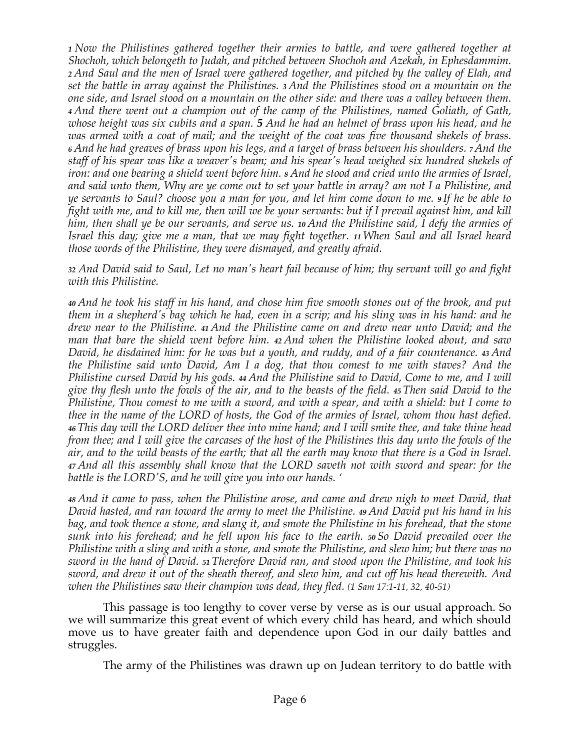*1 Now the Philistines gathered together their armies to battle, and were gathered together at Shochoh, which belongeth to Judah, and pitched between Shochoh and Azekah, in Ephesdammim. 2 And Saul and the men of Israel were gathered together, and pitched by the valley of Elah, and set the battle in array against the Philistines. 3 And the Philistines stood on a mountain on the one side, and Israel stood on a mountain on the other side: and there was a valley between them. 4 And there went out a champion out of the camp of the Philistines, named Goliath, of Gath, whose height was six cubits and a span. 5 And he had an helmet of brass upon his head, and he was armed with a coat of mail; and the weight of the coat was five thousand shekels of brass. 6 And he had greaves of brass upon his legs, and a target of brass between his shoulders. 7 And the staff of his spear was like a weaver's beam; and his spear's head weighed six hundred shekels of iron: and one bearing a shield went before him. 8 And he stood and cried unto the armies of Israel, and said unto them, Why are ye come out to set your battle in array? am not I a Philistine, and ye servants to Saul? choose you a man for you, and let him come down to me. 9 If he be able to fight with me, and to kill me, then will we be your servants: but if I prevail against him, and kill him, then shall ye be our servants, and serve us. 10 And the Philistine said, I defy the armies of Israel this day; give me a man, that we may fight together. 11 When Saul and all Israel heard those words of the Philistine, they were dismayed, and greatly afraid.*

*32 And David said to Saul, Let no man's heart fail because of him; thy servant will go and fight with this Philistine.*

*40 And he took his staff in his hand, and chose him five smooth stones out of the brook, and put them in a shepherd's bag which he had, even in a scrip; and his sling was in his hand: and he drew near to the Philistine. 41 And the Philistine came on and drew near unto David; and the man that bare the shield went before him. 42 And when the Philistine looked about, and saw David, he disdained him: for he was but a youth, and ruddy, and of a fair countenance. 43 And the Philistine said unto David, Am I a dog, that thou comest to me with staves? And the Philistine cursed David by his gods. 44 And the Philistine said to David, Come to me, and I will give thy flesh unto the fowls of the air, and to the beasts of the field. 45 Then said David to the Philistine, Thou comest to me with a sword, and with a spear, and with a shield: but I come to thee in the name of the LORD of hosts, the God of the armies of Israel, whom thou hast defied. 46 This day will the LORD deliver thee into mine hand; and I will smite thee, and take thine head from thee; and I will give the carcases of the host of the Philistines this day unto the fowls of the air, and to the wild beasts of the earth; that all the earth may know that there is a God in Israel. 47 And all this assembly shall know that the LORD saveth not with sword and spear: for the battle is the LORD'S, and he will give you into our hands. '*

*48 And it came to pass, when the Philistine arose, and came and drew nigh to meet David, that David hasted, and ran toward the army to meet the Philistine. 49 And David put his hand in his bag, and took thence a stone, and slang it, and smote the Philistine in his forehead, that the stone sunk into his forehead; and he fell upon his face to the earth. 50 So David prevailed over the Philistine with a sling and with a stone, and smote the Philistine, and slew him; but there was no sword in the hand of David. 51 Therefore David ran, and stood upon the Philistine, and took his sword, and drew it out of the sheath thereof, and slew him, and cut off his head therewith. And when the Philistines saw their champion was dead, they fled. (1 Sam 17:1-11, 32, 40-51)*

This passage is too lengthy to cover verse by verse as is our usual approach. So we will summarize this great event of which every child has heard, and which should move us to have greater faith and dependence upon God in our daily battles and struggles.

The army of the Philistines was drawn up on Judean territory to do battle with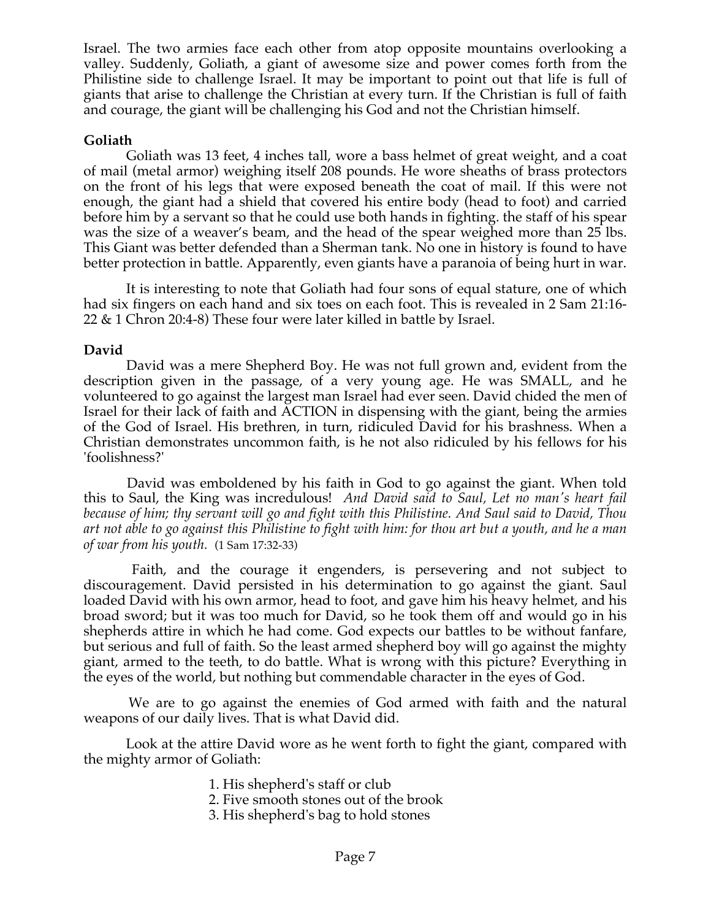Israel. The two armies face each other from atop opposite mountains overlooking a valley. Suddenly, Goliath, a giant of awesome size and power comes forth from the Philistine side to challenge Israel. It may be important to point out that life is full of giants that arise to challenge the Christian at every turn. If the Christian is full of faith and courage, the giant will be challenging his God and not the Christian himself.

**Goliath**

Goliath was 13 feet, 4 inches tall, wore a bass helmet of great weight, and a coat of mail (metal armor) weighing itself 208 pounds. He wore sheaths of brass protectors on the front of his legs that were exposed beneath the coat of mail. If this were not enough, the giant had a shield that covered his entire body (head to foot) and carried before him by a servant so that he could use both hands in fighting. the staff of his spear was the size of a weaver's beam, and the head of the spear weighed more than 25 lbs. This Giant was better defended than a Sherman tank. No one in history is found to have better protection in battle. Apparently, even giants have a paranoia of being hurt in war.

It is interesting to note that Goliath had four sons of equal stature, one of which had six fingers on each hand and six toes on each foot. This is revealed in 2 Sam 21:16-22 & 1 Chron 20:4-8) These four were later killed in battle by Israel.

**David**

David was a mere Shepherd Boy. He was not full grown and, evident from the description given in the passage, of a very young age. He was SMALL, and he volunteered to go against the largest man Israel had ever seen. David chided the men of Israel for their lack of faith and ACTION in dispensing with the giant, being the armies of the God of Israel. His brethren, in turn, ridiculed David for his brashness. When a Christian demonstrates uncommon faith, is he not also ridiculed by his fellows for his 'foolishness?'

David was emboldened by his faith in God to go against the giant. When told this to Saul, the King was incredulous! *And David said to Saul, Let no man's heart fail because of him; thy servant will go and fight with this Philistine. And Saul said to David, Thou art not able to go against this Philistine to fight with him: for thou art but a youth, and he a man of war from his youth.* (1 Sam 17:32-33)

Faith, and the courage it engenders, is persevering and not subject to discouragement. David persisted in his determination to go against the giant. Saul loaded David with his own armor, head to foot, and gave him his heavy helmet, and his broad sword; but it was too much for David, so he took them off and would go in his shepherds attire in which he had come. God expects our battles to be without fanfare, but serious and full of faith. So the least armed shepherd boy will go against the mighty giant, armed to the teeth, to do battle. What is wrong with this picture? Everything in the eyes of the world, but nothing but commendable character in the eyes of God.

We are to go against the enemies of God armed with faith and the natural weapons of our daily lives. That is what David did.

Look at the attire David wore as he went forth to fight the giant, compared with the mighty armor of Goliath:

1. His shepherd's staff or club
2. Five smooth stones out of the brook
3. His shepherd's bag to hold stones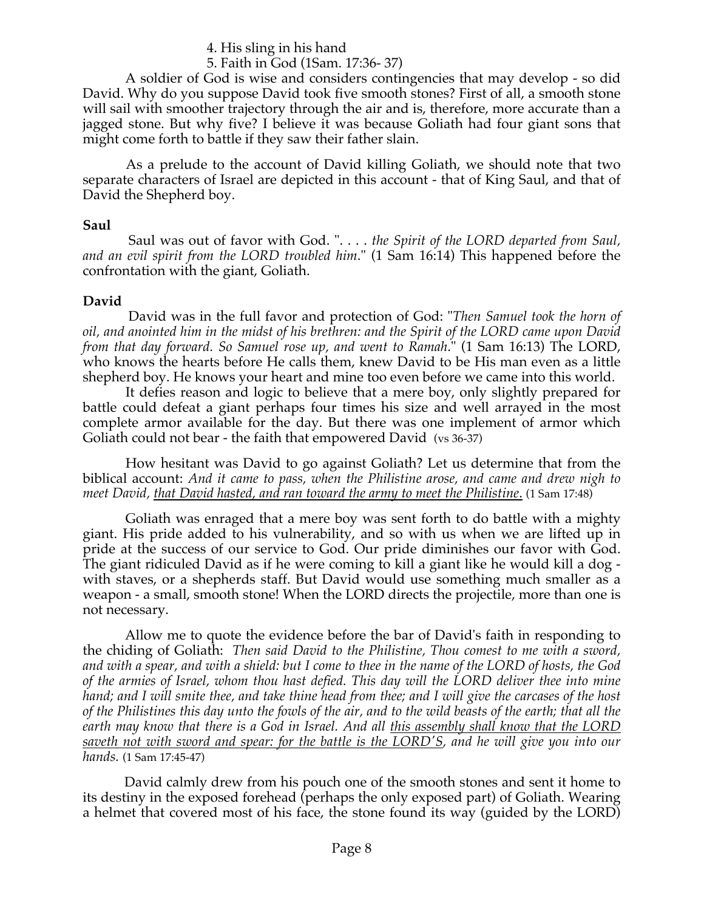4. His sling in his hand
5. Faith in God (1Sam. 17:36- 37)

A soldier of God is wise and considers contingencies that may develop - so did David. Why do you suppose David took five smooth stones? First of all, a smooth stone will sail with smoother trajectory through the air and is, therefore, more accurate than a jagged stone. But why five? I believe it was because Goliath had four giant sons that might come forth to battle if they saw their father slain.

As a prelude to the account of David killing Goliath, we should note that two separate characters of Israel are depicted in this account - that of King Saul, and that of David the Shepherd boy.

**Saul**

Saul was out of favor with God. ". . . . *the Spirit of the LORD departed from Saul, and an evil spirit from the LORD troubled him*." (1 Sam 16:14) This happened before the confrontation with the giant, Goliath.

**David**

David was in the full favor and protection of God: "*Then Samuel took the horn of oil, and anointed him in the midst of his brethren: and the Spirit of the LORD came upon David from that day forward. So Samuel rose up, and went to Ramah*." (1 Sam 16:13) The LORD, who knows the hearts before He calls them, knew David to be His man even as a little shepherd boy. He knows your heart and mine too even before we came into this world.

It defies reason and logic to believe that a mere boy, only slightly prepared for battle could defeat a giant perhaps four times his size and well arrayed in the most complete armor available for the day. But there was one implement of armor which Goliath could not bear - the faith that empowered David (vs 36-37)

How hesitant was David to go against Goliath? Let us determine that from the biblical account: *And it came to pass, when the Philistine arose, and came and drew nigh to meet David, <u>that David hasted, and ran toward the army to meet the Philistine</u>.* (1 Sam 17:48)

Goliath was enraged that a mere boy was sent forth to do battle with a mighty giant. His pride added to his vulnerability, and so with us when we are lifted up in pride at the success of our service to God. Our pride diminishes our favor with God. The giant ridiculed David as if he were coming to kill a giant like he would kill a dog - with staves, or a shepherds staff. But David would use something much smaller as a weapon - a small, smooth stone! When the LORD directs the projectile, more than one is not necessary.

Allow me to quote the evidence before the bar of David's faith in responding to the chiding of Goliath: *Then said David to the Philistine, Thou comest to me with a sword, and with a spear, and with a shield: but I come to thee in the name of the LORD of hosts, the God of the armies of Israel, whom thou hast defied. This day will the LORD deliver thee into mine hand; and I will smite thee, and take thine head from thee; and I will give the carcases of the host of the Philistines this day unto the fowls of the air, and to the wild beasts of the earth; that all the earth may know that there is a God in Israel. And all <u>this assembly shall know that the LORD saveth not with sword and spear: for the battle is the LORD'S</u>, and he will give you into our hands.* (1 Sam 17:45-47)

David calmly drew from his pouch one of the smooth stones and sent it home to its destiny in the exposed forehead (perhaps the only exposed part) of Goliath. Wearing a helmet that covered most of his face, the stone found its way (guided by the LORD)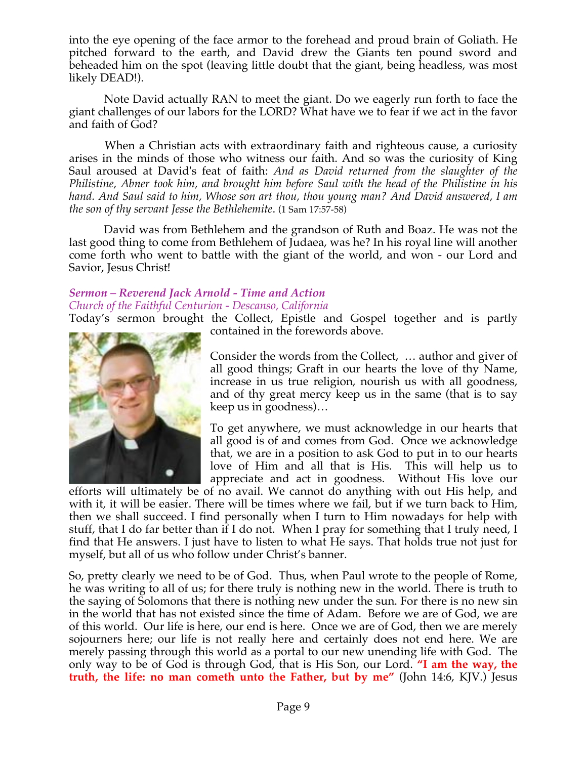into the eye opening of the face armor to the forehead and proud brain of Goliath. He pitched forward to the earth, and David drew the Giants ten pound sword and beheaded him on the spot (leaving little doubt that the giant, being headless, was most likely DEAD!).

Note David actually RAN to meet the giant. Do we eagerly run forth to face the giant challenges of our labors for the LORD? What have we to fear if we act in the favor and faith of God?

When a Christian acts with extraordinary faith and righteous cause, a curiosity arises in the minds of those who witness our faith. And so was the curiosity of King Saul aroused at David's feat of faith: *And as David returned from the slaughter of the Philistine, Abner took him, and brought him before Saul with the head of the Philistine in his hand. And Saul said to him, Whose son art thou, thou young man? And David answered, I am the son of thy servant Jesse the Bethlehemite*. (1 Sam 17:57-58)

David was from Bethlehem and the grandson of Ruth and Boaz. He was not the last good thing to come from Bethlehem of Judaea, was he? In his royal line will another come forth who went to battle with the giant of the world, and won - our Lord and Savior, Jesus Christ!

### *Sermon – Reverend Jack Arnold - Time and Action*
*Church of the Faithful Centurion - Descanso, California*

Today's sermon brought the Collect, Epistle and Gospel together and is partly contained in the forewords above.

Consider the words from the Collect, … author and giver of all good things; Graft in our hearts the love of thy Name, increase in us true religion, nourish us with all goodness, and of thy great mercy keep us in the same (that is to say keep us in goodness)…

To get anywhere, we must acknowledge in our hearts that all good is of and comes from God. Once we acknowledge that, we are in a position to ask God to put in to our hearts love of Him and all that is His. This will help us to appreciate and act in goodness. Without His love our efforts will ultimately be of no avail. We cannot do anything with out His help, and with it, it will be easier. There will be times where we fail, but if we turn back to Him, then we shall succeed. I find personally when I turn to Him nowadays for help with stuff, that I do far better than if I do not. When I pray for something that I truly need, I find that He answers. I just have to listen to what He says. That holds true not just for myself, but all of us who follow under Christ's banner.

So, pretty clearly we need to be of God. Thus, when Paul wrote to the people of Rome, he was writing to all of us; for there truly is nothing new in the world. There is truth to the saying of Solomons that there is nothing new under the sun. For there is no new sin in the world that has not existed since the time of Adam. Before we are of God, we are of this world. Our life is here, our end is here. Once we are of God, then we are merely sojourners here; our life is not really here and certainly does not end here. We are merely passing through this world as a portal to our new unending life with God. The only way to be of God is through God, that is His Son, our Lord. **"I am the way, the truth, the life: no man cometh unto the Father, but by me"** (John 14:6, KJV.) Jesus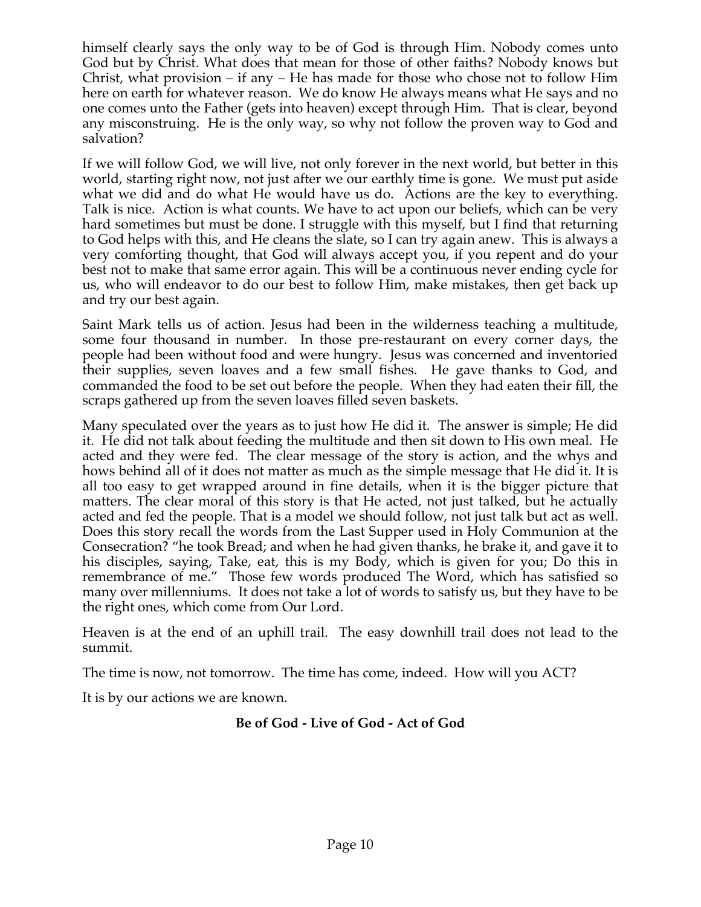himself clearly says the only way to be of God is through Him. Nobody comes unto God but by Christ. What does that mean for those of other faiths? Nobody knows but Christ, what provision – if any – He has made for those who chose not to follow Him here on earth for whatever reason. We do know He always means what He says and no one comes unto the Father (gets into heaven) except through Him. That is clear, beyond any misconstruing. He is the only way, so why not follow the proven way to God and salvation?

If we will follow God, we will live, not only forever in the next world, but better in this world, starting right now, not just after we our earthly time is gone. We must put aside what we did and do what He would have us do. Actions are the key to everything. Talk is nice. Action is what counts. We have to act upon our beliefs, which can be very hard sometimes but must be done. I struggle with this myself, but I find that returning to God helps with this, and He cleans the slate, so I can try again anew. This is always a very comforting thought, that God will always accept you, if you repent and do your best not to make that same error again. This will be a continuous never ending cycle for us, who will endeavor to do our best to follow Him, make mistakes, then get back up and try our best again.

Saint Mark tells us of action. Jesus had been in the wilderness teaching a multitude, some four thousand in number. In those pre-restaurant on every corner days, the people had been without food and were hungry. Jesus was concerned and inventoried their supplies, seven loaves and a few small fishes. He gave thanks to God, and commanded the food to be set out before the people. When they had eaten their fill, the scraps gathered up from the seven loaves filled seven baskets.

Many speculated over the years as to just how He did it. The answer is simple; He did it. He did not talk about feeding the multitude and then sit down to His own meal. He acted and they were fed. The clear message of the story is action, and the whys and hows behind all of it does not matter as much as the simple message that He did it. It is all too easy to get wrapped around in fine details, when it is the bigger picture that matters. The clear moral of this story is that He acted, not just talked, but he actually acted and fed the people. That is a model we should follow, not just talk but act as well. Does this story recall the words from the Last Supper used in Holy Communion at the Consecration? "he took Bread; and when he had given thanks, he brake it, and gave it to his disciples, saying, Take, eat, this is my Body, which is given for you; Do this in remembrance of me." Those few words produced The Word, which has satisfied so many over millenniums. It does not take a lot of words to satisfy us, but they have to be the right ones, which come from Our Lord.

Heaven is at the end of an uphill trail. The easy downhill trail does not lead to the summit.

The time is now, not tomorrow. The time has come, indeed. How will you ACT?

It is by our actions we are known.

**Be of God - Live of God - Act of God**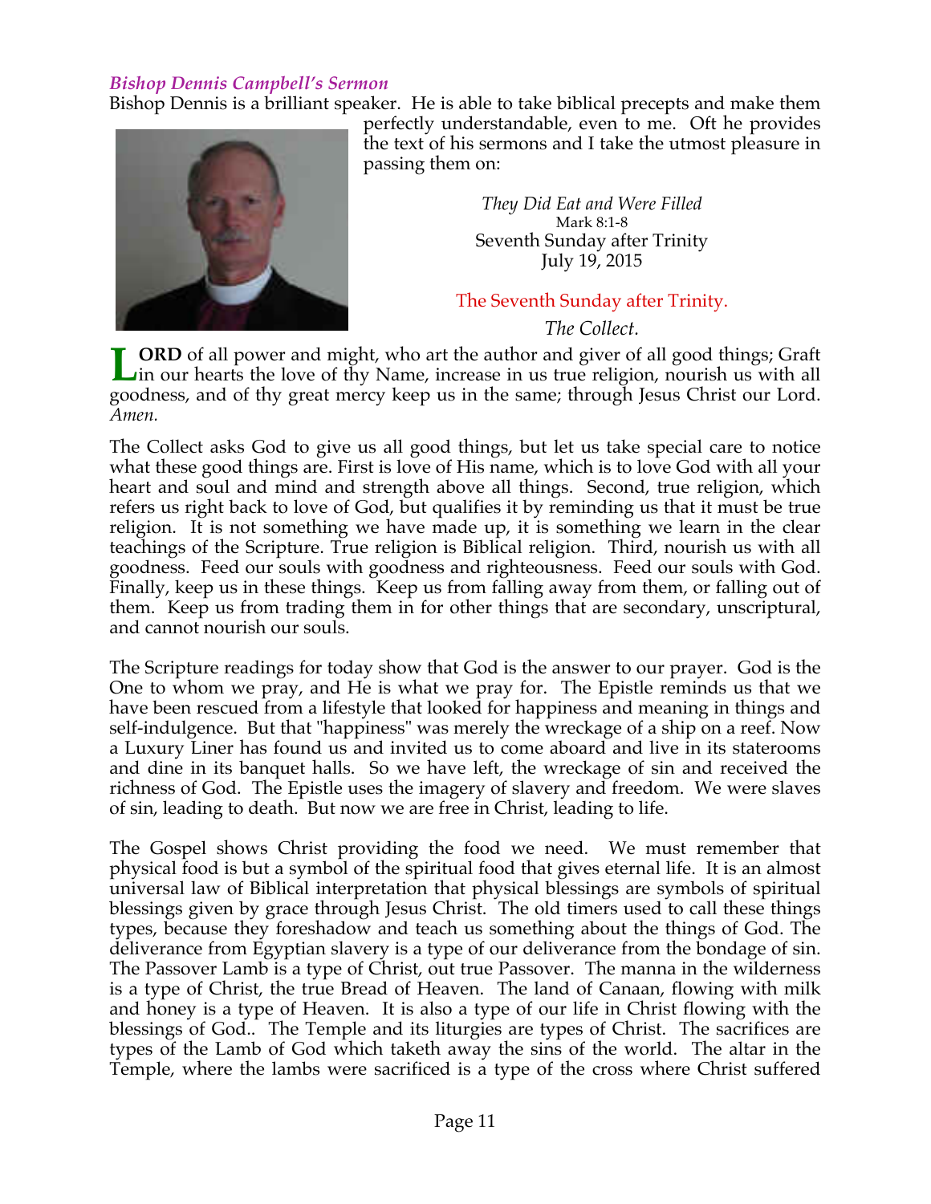***Bishop Dennis Campbell's Sermon***

Bishop Dennis is a brilliant speaker. He is able to take biblical precepts and make them perfectly understandable, even to me. Oft he provides the text of his sermons and I take the utmost pleasure in passing them on:

*They Did Eat and Were Filled*
Mark 8:1-8
Seventh Sunday after Trinity
July 19, 2015

The Seventh Sunday after Trinity.

*The Collect.*

**LORD** of all power and might, who art the author and giver of all good things; Graft in our hearts the love of thy Name, increase in us true religion, nourish us with all goodness, and of thy great mercy keep us in the same; through Jesus Christ our Lord. *Amen.*

The Collect asks God to give us all good things, but let us take special care to notice what these good things are. First is love of His name, which is to love God with all your heart and soul and mind and strength above all things. Second, true religion, which refers us right back to love of God, but qualifies it by reminding us that it must be true religion. It is not something we have made up, it is something we learn in the clear teachings of the Scripture. True religion is Biblical religion. Third, nourish us with all goodness. Feed our souls with goodness and righteousness. Feed our souls with God. Finally, keep us in these things. Keep us from falling away from them, or falling out of them. Keep us from trading them in for other things that are secondary, unscriptural, and cannot nourish our souls.

The Scripture readings for today show that God is the answer to our prayer. God is the One to whom we pray, and He is what we pray for. The Epistle reminds us that we have been rescued from a lifestyle that looked for happiness and meaning in things and self-indulgence. But that "happiness" was merely the wreckage of a ship on a reef. Now a Luxury Liner has found us and invited us to come aboard and live in its staterooms and dine in its banquet halls. So we have left, the wreckage of sin and received the richness of God. The Epistle uses the imagery of slavery and freedom. We were slaves of sin, leading to death. But now we are free in Christ, leading to life.

The Gospel shows Christ providing the food we need. We must remember that physical food is but a symbol of the spiritual food that gives eternal life. It is an almost universal law of Biblical interpretation that physical blessings are symbols of spiritual blessings given by grace through Jesus Christ. The old timers used to call these things types, because they foreshadow and teach us something about the things of God. The deliverance from Egyptian slavery is a type of our deliverance from the bondage of sin. The Passover Lamb is a type of Christ, out true Passover. The manna in the wilderness is a type of Christ, the true Bread of Heaven. The land of Canaan, flowing with milk and honey is a type of Heaven. It is also a type of our life in Christ flowing with the blessings of God.. The Temple and its liturgies are types of Christ. The sacrifices are types of the Lamb of God which taketh away the sins of the world. The altar in the Temple, where the lambs were sacrificed is a type of the cross where Christ suffered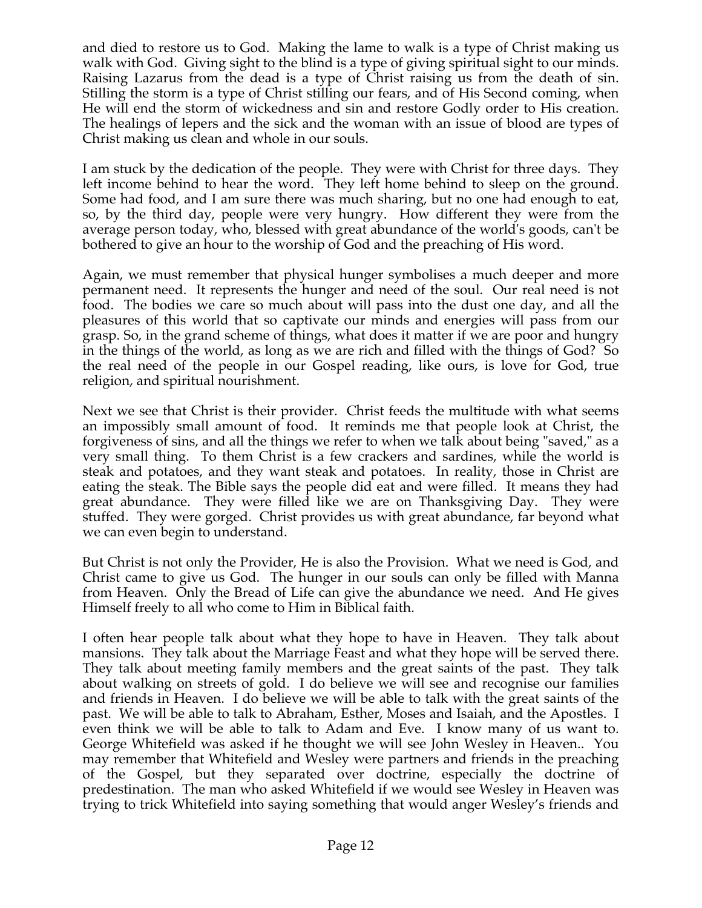and died to restore us to God. Making the lame to walk is a type of Christ making us walk with God. Giving sight to the blind is a type of giving spiritual sight to our minds. Raising Lazarus from the dead is a type of Christ raising us from the death of sin. Stilling the storm is a type of Christ stilling our fears, and of His Second coming, when He will end the storm of wickedness and sin and restore Godly order to His creation. The healings of lepers and the sick and the woman with an issue of blood are types of Christ making us clean and whole in our souls.

I am stuck by the dedication of the people. They were with Christ for three days. They left income behind to hear the word. They left home behind to sleep on the ground. Some had food, and I am sure there was much sharing, but no one had enough to eat, so, by the third day, people were very hungry. How different they were from the average person today, who, blessed with great abundance of the world's goods, can't be bothered to give an hour to the worship of God and the preaching of His word.

Again, we must remember that physical hunger symbolises a much deeper and more permanent need. It represents the hunger and need of the soul. Our real need is not food. The bodies we care so much about will pass into the dust one day, and all the pleasures of this world that so captivate our minds and energies will pass from our grasp. So, in the grand scheme of things, what does it matter if we are poor and hungry in the things of the world, as long as we are rich and filled with the things of God? So the real need of the people in our Gospel reading, like ours, is love for God, true religion, and spiritual nourishment.

Next we see that Christ is their provider. Christ feeds the multitude with what seems an impossibly small amount of food. It reminds me that people look at Christ, the forgiveness of sins, and all the things we refer to when we talk about being "saved," as a very small thing. To them Christ is a few crackers and sardines, while the world is steak and potatoes, and they want steak and potatoes. In reality, those in Christ are eating the steak. The Bible says the people did eat and were filled. It means they had great abundance. They were filled like we are on Thanksgiving Day. They were stuffed. They were gorged. Christ provides us with great abundance, far beyond what we can even begin to understand.

But Christ is not only the Provider, He is also the Provision. What we need is God, and Christ came to give us God. The hunger in our souls can only be filled with Manna from Heaven. Only the Bread of Life can give the abundance we need. And He gives Himself freely to all who come to Him in Biblical faith.

I often hear people talk about what they hope to have in Heaven. They talk about mansions. They talk about the Marriage Feast and what they hope will be served there. They talk about meeting family members and the great saints of the past. They talk about walking on streets of gold. I do believe we will see and recognise our families and friends in Heaven. I do believe we will be able to talk with the great saints of the past. We will be able to talk to Abraham, Esther, Moses and Isaiah, and the Apostles. I even think we will be able to talk to Adam and Eve. I know many of us want to. George Whitefield was asked if he thought we will see John Wesley in Heaven.. You may remember that Whitefield and Wesley were partners and friends in the preaching of the Gospel, but they separated over doctrine, especially the doctrine of predestination. The man who asked Whitefield if we would see Wesley in Heaven was trying to trick Whitefield into saying something that would anger Wesley's friends and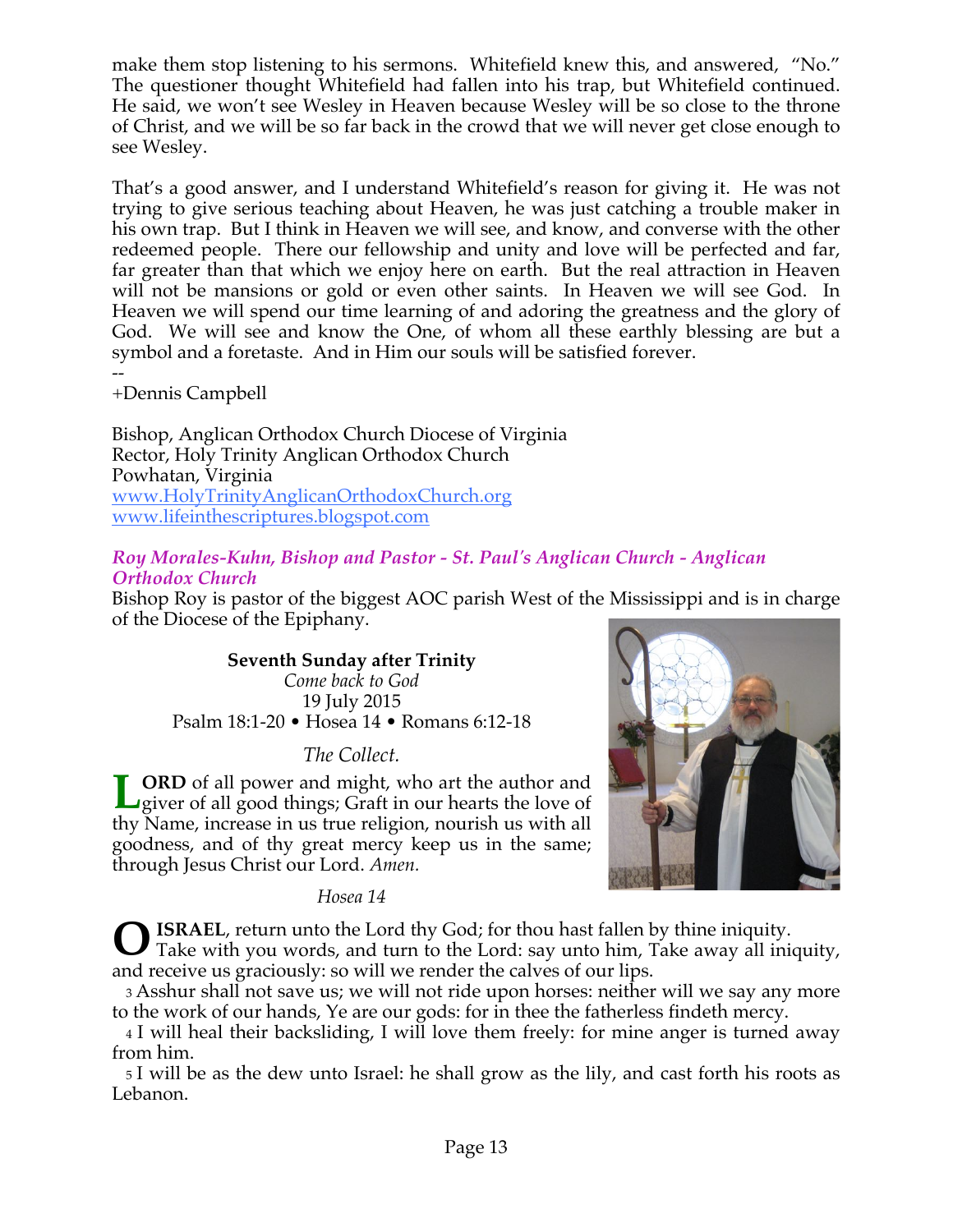make them stop listening to his sermons. Whitefield knew this, and answered, "No." The questioner thought Whitefield had fallen into his trap, but Whitefield continued. He said, we won't see Wesley in Heaven because Wesley will be so close to the throne of Christ, and we will be so far back in the crowd that we will never get close enough to see Wesley.

That's a good answer, and I understand Whitefield's reason for giving it. He was not trying to give serious teaching about Heaven, he was just catching a trouble maker in his own trap. But I think in Heaven we will see, and know, and converse with the other redeemed people. There our fellowship and unity and love will be perfected and far, far greater than that which we enjoy here on earth. But the real attraction in Heaven will not be mansions or gold or even other saints. In Heaven we will see God. In Heaven we will spend our time learning of and adoring the greatness and the glory of God. We will see and know the One, of whom all these earthly blessing are but a symbol and a foretaste. And in Him our souls will be satisfied forever.

--
+Dennis Campbell

Bishop, Anglican Orthodox Church Diocese of Virginia
Rector, Holy Trinity Anglican Orthodox Church
Powhatan, Virginia
www.HolyTrinityAnglicanOrthodoxChurch.org
www.lifeinthescriptures.blogspot.com

### *Roy Morales-Kuhn, Bishop and Pastor - St. Paul's Anglican Church - Anglican Orthodox Church*

Bishop Roy is pastor of the biggest AOC parish West of the Mississippi and is in charge of the Diocese of the Epiphany.

**Seventh Sunday after Trinity**
*Come back to God*
19 July 2015
Psalm 18:1-20 • Hosea 14 • Romans 6:12-18

*The Collect.*

**LORD** of all power and might, who art the author and giver of all good things; Graft in our hearts the love of thy Name, increase in us true religion, nourish us with all goodness, and of thy great mercy keep us in the same; through Jesus Christ our Lord. *Amen.*

*Hosea 14*

**O ISRAEL**, return unto the Lord thy God; for thou hast fallen by thine iniquity. Take with you words, and turn to the Lord: say unto him, Take away all iniquity, and receive us graciously: so will we render the calves of our lips.

3 Asshur shall not save us; we will not ride upon horses: neither will we say any more to the work of our hands, Ye are our gods: for in thee the fatherless findeth mercy.

4 I will heal their backsliding, I will love them freely: for mine anger is turned away from him.

5 I will be as the dew unto Israel: he shall grow as the lily, and cast forth his roots as Lebanon.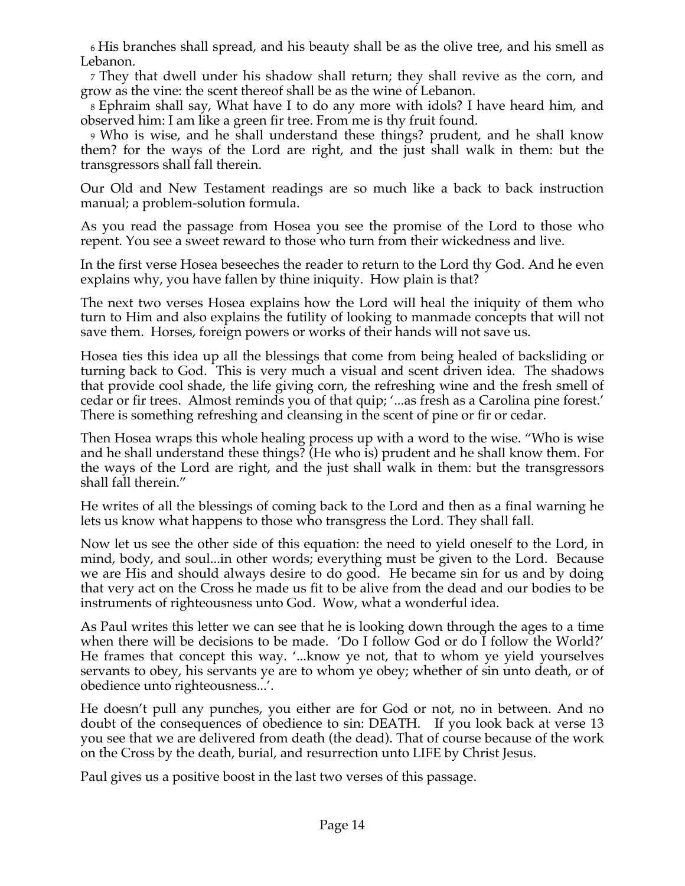[6] His branches shall spread, and his beauty shall be as the olive tree, and his smell as Lebanon.

[7] They that dwell under his shadow shall return; they shall revive as the corn, and grow as the vine: the scent thereof shall be as the wine of Lebanon.

[8] Ephraim shall say, What have I to do any more with idols? I have heard him, and observed him: I am like a green fir tree. From me is thy fruit found.

[9] Who is wise, and he shall understand these things? prudent, and he shall know them? for the ways of the Lord are right, and the just shall walk in them: but the transgressors shall fall therein.

Our Old and New Testament readings are so much like a back to back instruction manual; a problem-solution formula.

As you read the passage from Hosea you see the promise of the Lord to those who repent. You see a sweet reward to those who turn from their wickedness and live.

In the first verse Hosea beseeches the reader to return to the Lord thy God. And he even explains why, you have fallen by thine iniquity. How plain is that?

The next two verses Hosea explains how the Lord will heal the iniquity of them who turn to Him and also explains the futility of looking to manmade concepts that will not save them. Horses, foreign powers or works of their hands will not save us.

Hosea ties this idea up all the blessings that come from being healed of backsliding or turning back to God. This is very much a visual and scent driven idea. The shadows that provide cool shade, the life giving corn, the refreshing wine and the fresh smell of cedar or fir trees. Almost reminds you of that quip; '...as fresh as a Carolina pine forest.' There is something refreshing and cleansing in the scent of pine or fir or cedar.

Then Hosea wraps this whole healing process up with a word to the wise. "Who is wise and he shall understand these things? (He who is) prudent and he shall know them. For the ways of the Lord are right, and the just shall walk in them: but the transgressors shall fall therein."

He writes of all the blessings of coming back to the Lord and then as a final warning he lets us know what happens to those who transgress the Lord. They shall fall.

Now let us see the other side of this equation: the need to yield oneself to the Lord, in mind, body, and soul...in other words; everything must be given to the Lord. Because we are His and should always desire to do good. He became sin for us and by doing that very act on the Cross he made us fit to be alive from the dead and our bodies to be instruments of righteousness unto God. Wow, what a wonderful idea.

As Paul writes this letter we can see that he is looking down through the ages to a time when there will be decisions to be made. 'Do I follow God or do I follow the World?' He frames that concept this way. '...know ye not, that to whom ye yield yourselves servants to obey, his servants ye are to whom ye obey; whether of sin unto death, or of obedience unto righteousness...'.

He doesn't pull any punches, you either are for God or not, no in between. And no doubt of the consequences of obedience to sin: DEATH. If you look back at verse 13 you see that we are delivered from death (the dead). That of course because of the work on the Cross by the death, burial, and resurrection unto LIFE by Christ Jesus.

Paul gives us a positive boost in the last two verses of this passage.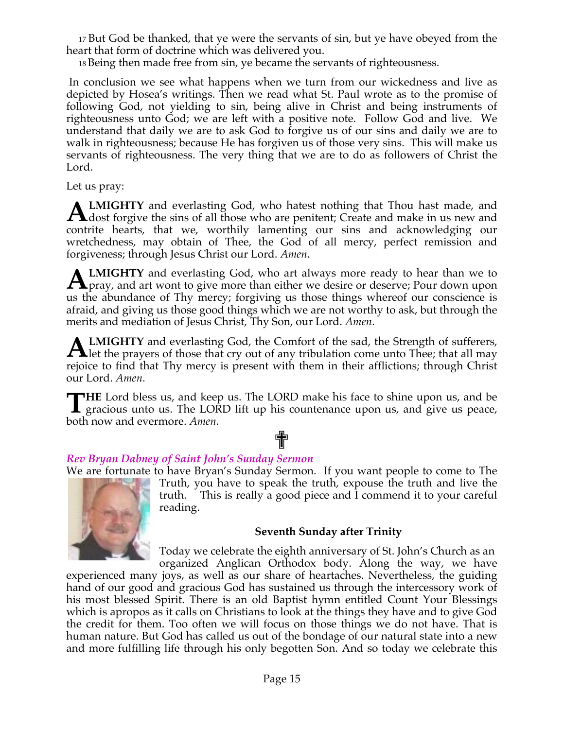17 But God be thanked, that ye were the servants of sin, but ye have obeyed from the heart that form of doctrine which was delivered you.

18 Being then made free from sin, ye became the servants of righteousness.

In conclusion we see what happens when we turn from our wickedness and live as depicted by Hosea's writings. Then we read what St. Paul wrote as to the promise of following God, not yielding to sin, being alive in Christ and being instruments of righteousness unto God; we are left with a positive note. Follow God and live. We understand that daily we are to ask God to forgive us of our sins and daily we are to walk in righteousness; because He has forgiven us of those very sins. This will make us servants of righteousness. The very thing that we are to do as followers of Christ the Lord.

Let us pray:

**ALMIGHTY** and everlasting God, who hatest nothing that Thou hast made, and dost forgive the sins of all those who are penitent; Create and make in us new and contrite hearts, that we, worthily lamenting our sins and acknowledging our wretchedness, may obtain of Thee, the God of all mercy, perfect remission and forgiveness; through Jesus Christ our Lord. *Amen*.

**ALMIGHTY** and everlasting God, who art always more ready to hear than we to pray, and art wont to give more than either we desire or deserve; Pour down upon us the abundance of Thy mercy; forgiving us those things whereof our conscience is afraid, and giving us those good things which we are not worthy to ask, but through the merits and mediation of Jesus Christ, Thy Son, our Lord. *Amen*.

**ALMIGHTY** and everlasting God, the Comfort of the sad, the Strength of sufferers, let the prayers of those that cry out of any tribulation come unto Thee; that all may rejoice to find that Thy mercy is present with them in their afflictions; through Christ our Lord. *Amen*.

**THE** Lord bless us, and keep us. The LORD make his face to shine upon us, and be gracious unto us. The LORD lift up his countenance upon us, and give us peace, both now and evermore. *Amen*.

✞

***Rev Bryan Dabney of Saint John's Sunday Sermon***

We are fortunate to have Bryan's Sunday Sermon. If you want people to come to The Truth, you have to speak the truth, expouse the truth and live the truth. This is really a good piece and I commend it to your careful reading.

**Seventh Sunday after Trinity**

Today we celebrate the eighth anniversary of St. John's Church as an organized Anglican Orthodox body. Along the way, we have experienced many joys, as well as our share of heartaches. Nevertheless, the guiding hand of our good and gracious God has sustained us through the intercessory work of his most blessed Spirit. There is an old Baptist hymn entitled Count Your Blessings which is apropos as it calls on Christians to look at the things they have and to give God the credit for them. Too often we will focus on those things we do not have. That is human nature. But God has called us out of the bondage of our natural state into a new and more fulfilling life through his only begotten Son. And so today we celebrate this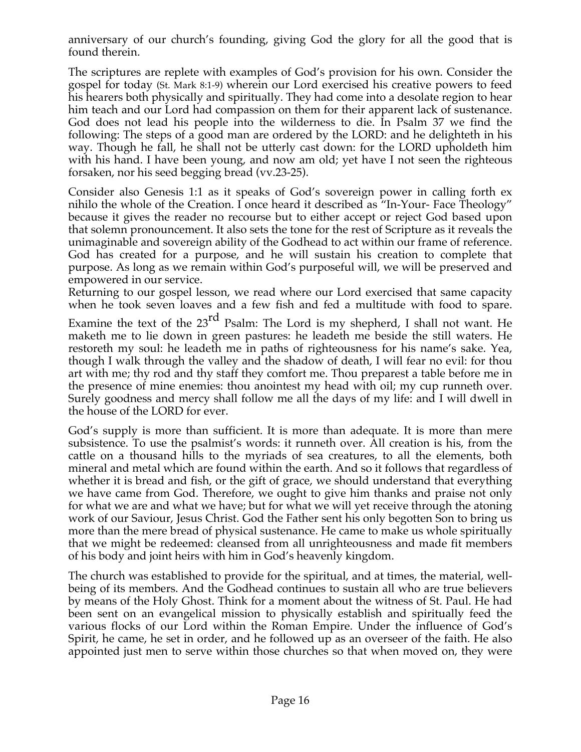anniversary of our church's founding, giving God the glory for all the good that is found therein.

The scriptures are replete with examples of God's provision for his own. Consider the gospel for today (St. Mark 8:1-9) wherein our Lord exercised his creative powers to feed his hearers both physically and spiritually. They had come into a desolate region to hear him teach and our Lord had compassion on them for their apparent lack of sustenance. God does not lead his people into the wilderness to die. In Psalm 37 we find the following: The steps of a good man are ordered by the LORD: and he delighteth in his way. Though he fall, he shall not be utterly cast down: for the LORD upholdeth him with his hand. I have been young, and now am old; yet have I not seen the righteous forsaken, nor his seed begging bread (vv.23-25).

Consider also Genesis 1:1 as it speaks of God's sovereign power in calling forth ex nihilo the whole of the Creation. I once heard it described as "In-Your- Face Theology" because it gives the reader no recourse but to either accept or reject God based upon that solemn pronouncement. It also sets the tone for the rest of Scripture as it reveals the unimaginable and sovereign ability of the Godhead to act within our frame of reference. God has created for a purpose, and he will sustain his creation to complete that purpose. As long as we remain within God's purposeful will, we will be preserved and empowered in our service.

Returning to our gospel lesson, we read where our Lord exercised that same capacity when he took seven loaves and a few fish and fed a multitude with food to spare. Examine the text of the 23rd Psalm: The Lord is my shepherd, I shall not want. He maketh me to lie down in green pastures: he leadeth me beside the still waters. He restoreth my soul: he leadeth me in paths of righteousness for his name's sake. Yea, though I walk through the valley and the shadow of death, I will fear no evil: for thou art with me; thy rod and thy staff they comfort me. Thou preparest a table before me in the presence of mine enemies: thou anointest my head with oil; my cup runneth over. Surely goodness and mercy shall follow me all the days of my life: and I will dwell in the house of the LORD for ever.

God's supply is more than sufficient. It is more than adequate. It is more than mere subsistence. To use the psalmist's words: it runneth over. All creation is his, from the cattle on a thousand hills to the myriads of sea creatures, to all the elements, both mineral and metal which are found within the earth. And so it follows that regardless of whether it is bread and fish, or the gift of grace, we should understand that everything we have came from God. Therefore, we ought to give him thanks and praise not only for what we are and what we have; but for what we will yet receive through the atoning work of our Saviour, Jesus Christ. God the Father sent his only begotten Son to bring us more than the mere bread of physical sustenance. He came to make us whole spiritually that we might be redeemed: cleansed from all unrighteousness and made fit members of his body and joint heirs with him in God's heavenly kingdom.

The church was established to provide for the spiritual, and at times, the material, well-being of its members. And the Godhead continues to sustain all who are true believers by means of the Holy Ghost. Think for a moment about the witness of St. Paul. He had been sent on an evangelical mission to physically establish and spiritually feed the various flocks of our Lord within the Roman Empire. Under the influence of God's Spirit, he came, he set in order, and he followed up as an overseer of the faith. He also appointed just men to serve within those churches so that when moved on, they were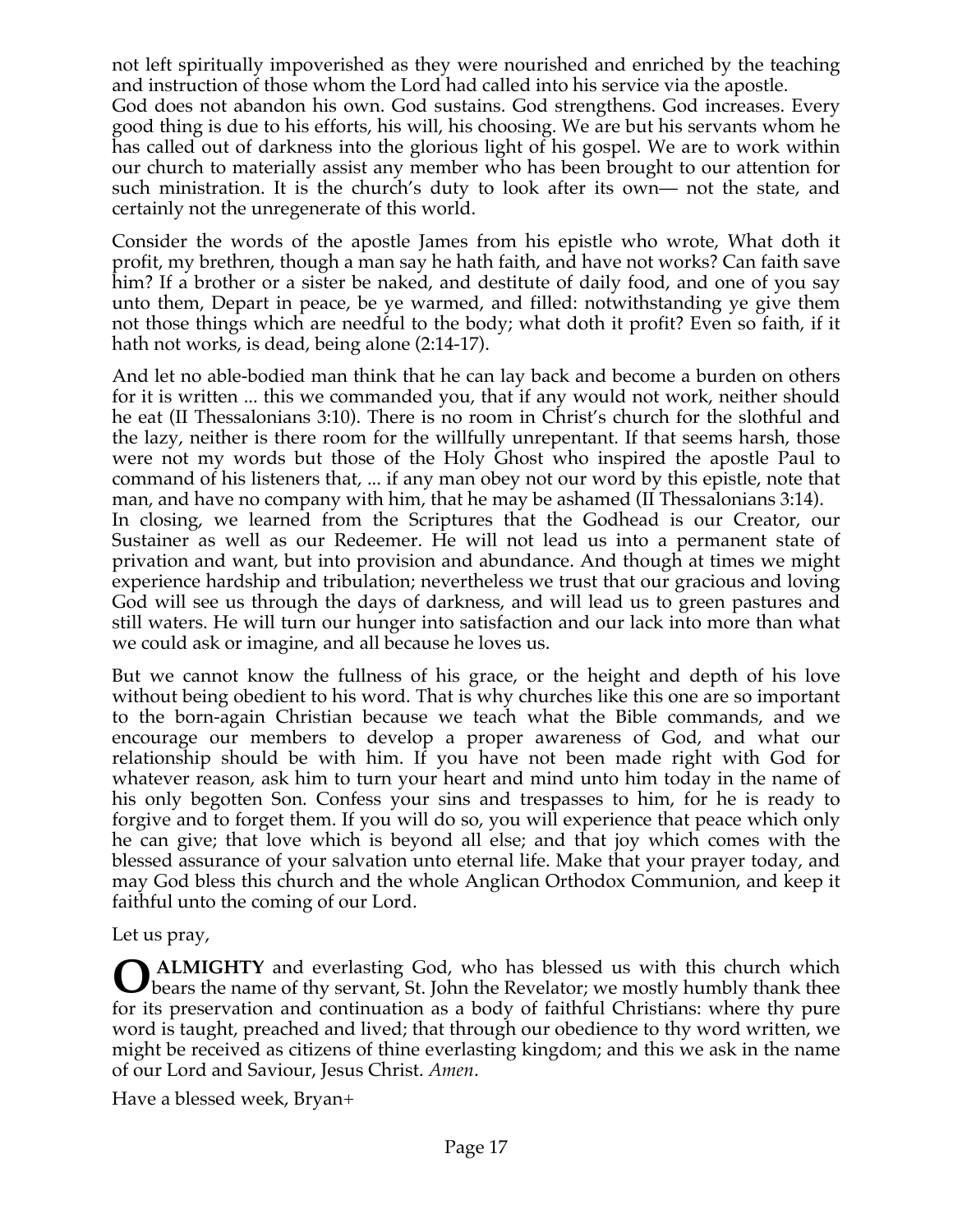not left spiritually impoverished as they were nourished and enriched by the teaching and instruction of those whom the Lord had called into his service via the apostle.

God does not abandon his own. God sustains. God strengthens. God increases. Every good thing is due to his efforts, his will, his choosing. We are but his servants whom he has called out of darkness into the glorious light of his gospel. We are to work within our church to materially assist any member who has been brought to our attention for such ministration. It is the church's duty to look after its own— not the state, and certainly not the unregenerate of this world.

Consider the words of the apostle James from his epistle who wrote, What doth it profit, my brethren, though a man say he hath faith, and have not works? Can faith save him? If a brother or a sister be naked, and destitute of daily food, and one of you say unto them, Depart in peace, be ye warmed, and filled: notwithstanding ye give them not those things which are needful to the body; what doth it profit? Even so faith, if it hath not works, is dead, being alone (2:14-17).

And let no able-bodied man think that he can lay back and become a burden on others for it is written ... this we commanded you, that if any would not work, neither should he eat (II Thessalonians 3:10). There is no room in Christ's church for the slothful and the lazy, neither is there room for the willfully unrepentant. If that seems harsh, those were not my words but those of the Holy Ghost who inspired the apostle Paul to command of his listeners that, ... if any man obey not our word by this epistle, note that man, and have no company with him, that he may be ashamed (II Thessalonians 3:14).

In closing, we learned from the Scriptures that the Godhead is our Creator, our Sustainer as well as our Redeemer. He will not lead us into a permanent state of privation and want, but into provision and abundance. And though at times we might experience hardship and tribulation; nevertheless we trust that our gracious and loving God will see us through the days of darkness, and will lead us to green pastures and still waters. He will turn our hunger into satisfaction and our lack into more than what we could ask or imagine, and all because he loves us.

But we cannot know the fullness of his grace, or the height and depth of his love without being obedient to his word. That is why churches like this one are so important to the born-again Christian because we teach what the Bible commands, and we encourage our members to develop a proper awareness of God, and what our relationship should be with him. If you have not been made right with God for whatever reason, ask him to turn your heart and mind unto him today in the name of his only begotten Son. Confess your sins and trespasses to him, for he is ready to forgive and to forget them. If you will do so, you will experience that peace which only he can give; that love which is beyond all else; and that joy which comes with the blessed assurance of your salvation unto eternal life. Make that your prayer today, and may God bless this church and the whole Anglican Orthodox Communion, and keep it faithful unto the coming of our Lord.

Let us pray,

**O ALMIGHTY** and everlasting God, who has blessed us with this church which bears the name of thy servant, St. John the Revelator; we mostly humbly thank thee for its preservation and continuation as a body of faithful Christians: where thy pure word is taught, preached and lived; that through our obedience to thy word written, we might be received as citizens of thine everlasting kingdom; and this we ask in the name of our Lord and Saviour, Jesus Christ. *Amen*.

Have a blessed week, Bryan+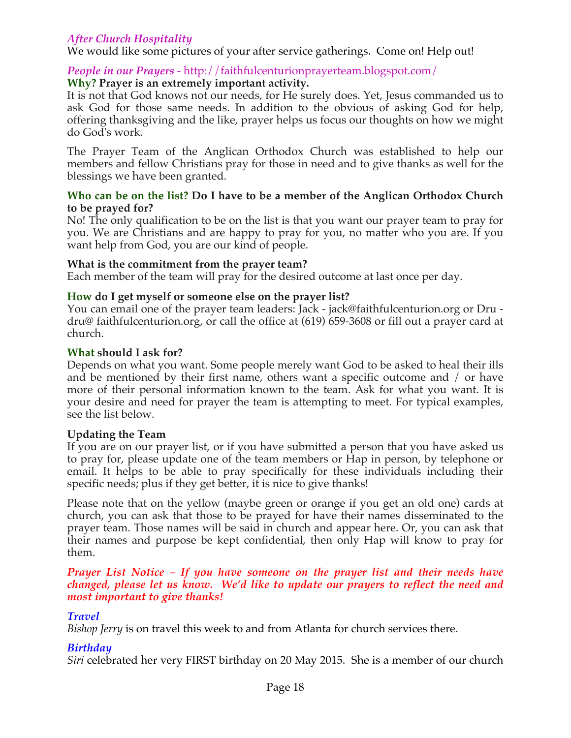### *After Church Hospitality*

We would like some pictures of your after service gatherings. Come on! Help out!

### *People in our Prayers* - http://faithfulcenturionprayerteam.blogspot.com/

**Why? Prayer is an extremely important activity.**

It is not that God knows not our needs, for He surely does. Yet, Jesus commanded us to ask God for those same needs. In addition to the obvious of asking God for help, offering thanksgiving and the like, prayer helps us focus our thoughts on how we might do God's work.

The Prayer Team of the Anglican Orthodox Church was established to help our members and fellow Christians pray for those in need and to give thanks as well for the blessings we have been granted.

**Who can be on the list? Do I have to be a member of the Anglican Orthodox Church to be prayed for?**

No! The only qualification to be on the list is that you want our prayer team to pray for you. We are Christians and are happy to pray for you, no matter who you are. If you want help from God, you are our kind of people.

**What is the commitment from the prayer team?**

Each member of the team will pray for the desired outcome at last once per day.

**How do I get myself or someone else on the prayer list?**

You can email one of the prayer team leaders: Jack - jack@faithfulcenturion.org or Dru - dru@ faithfulcenturion.org, or call the office at (619) 659-3608 or fill out a prayer card at church.

**What should I ask for?**

Depends on what you want. Some people merely want God to be asked to heal their ills and be mentioned by their first name, others want a specific outcome and / or have more of their personal information known to the team. Ask for what you want. It is your desire and need for prayer the team is attempting to meet. For typical examples, see the list below.

**Updating the Team**

If you are on our prayer list, or if you have submitted a person that you have asked us to pray for, please update one of the team members or Hap in person, by telephone or email. It helps to be able to pray specifically for these individuals including their specific needs; plus if they get better, it is nice to give thanks!

Please note that on the yellow (maybe green or orange if you get an old one) cards at church, you can ask that those to be prayed for have their names disseminated to the prayer team. Those names will be said in church and appear here. Or, you can ask that their names and purpose be kept confidential, then only Hap will know to pray for them.

***Prayer List Notice – If you have someone on the prayer list and their needs have changed, please let us know. We'd like to update our prayers to reflect the need and most important to give thanks!***

### *Travel*

*Bishop Jerry* is on travel this week to and from Atlanta for church services there.

### *Birthday*

*Siri* celebrated her very FIRST birthday on 20 May 2015. She is a member of our church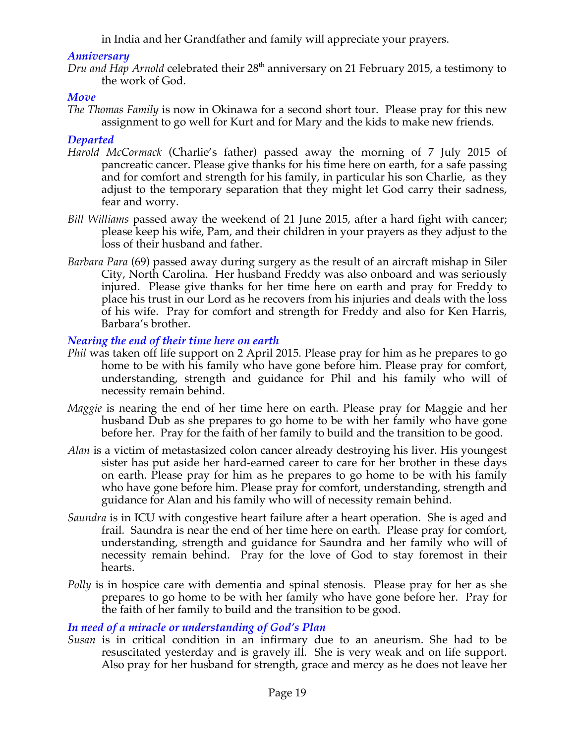in India and her Grandfather and family will appreciate your prayers.

### *Anniversary*

*Dru and Hap Arnold* celebrated their 28th anniversary on 21 February 2015, a testimony to the work of God.

### *Move*

*The Thomas Family* is now in Okinawa for a second short tour. Please pray for this new assignment to go well for Kurt and for Mary and the kids to make new friends.

### *Departed*

*Harold McCormack* (Charlie's father) passed away the morning of 7 July 2015 of pancreatic cancer. Please give thanks for his time here on earth, for a safe passing and for comfort and strength for his family, in particular his son Charlie, as they adjust to the temporary separation that they might let God carry their sadness, fear and worry.

*Bill Williams* passed away the weekend of 21 June 2015, after a hard fight with cancer; please keep his wife, Pam, and their children in your prayers as they adjust to the loss of their husband and father.

*Barbara Para* (69) passed away during surgery as the result of an aircraft mishap in Siler City, North Carolina. Her husband Freddy was also onboard and was seriously injured. Please give thanks for her time here on earth and pray for Freddy to place his trust in our Lord as he recovers from his injuries and deals with the loss of his wife. Pray for comfort and strength for Freddy and also for Ken Harris, Barbara's brother.

### *Nearing the end of their time here on earth*

*Phil* was taken off life support on 2 April 2015. Please pray for him as he prepares to go home to be with his family who have gone before him. Please pray for comfort, understanding, strength and guidance for Phil and his family who will of necessity remain behind.

*Maggie* is nearing the end of her time here on earth. Please pray for Maggie and her husband Dub as she prepares to go home to be with her family who have gone before her. Pray for the faith of her family to build and the transition to be good.

*Alan* is a victim of metastasized colon cancer already destroying his liver. His youngest sister has put aside her hard-earned career to care for her brother in these days on earth. Please pray for him as he prepares to go home to be with his family who have gone before him. Please pray for comfort, understanding, strength and guidance for Alan and his family who will of necessity remain behind.

*Saundra* is in ICU with congestive heart failure after a heart operation. She is aged and frail. Saundra is near the end of her time here on earth. Please pray for comfort, understanding, strength and guidance for Saundra and her family who will of necessity remain behind. Pray for the love of God to stay foremost in their hearts.

*Polly* is in hospice care with dementia and spinal stenosis. Please pray for her as she prepares to go home to be with her family who have gone before her. Pray for the faith of her family to build and the transition to be good.

### *In need of a miracle or understanding of God's Plan*

*Susan* is in critical condition in an infirmary due to an aneurism. She had to be resuscitated yesterday and is gravely ill. She is very weak and on life support. Also pray for her husband for strength, grace and mercy as he does not leave her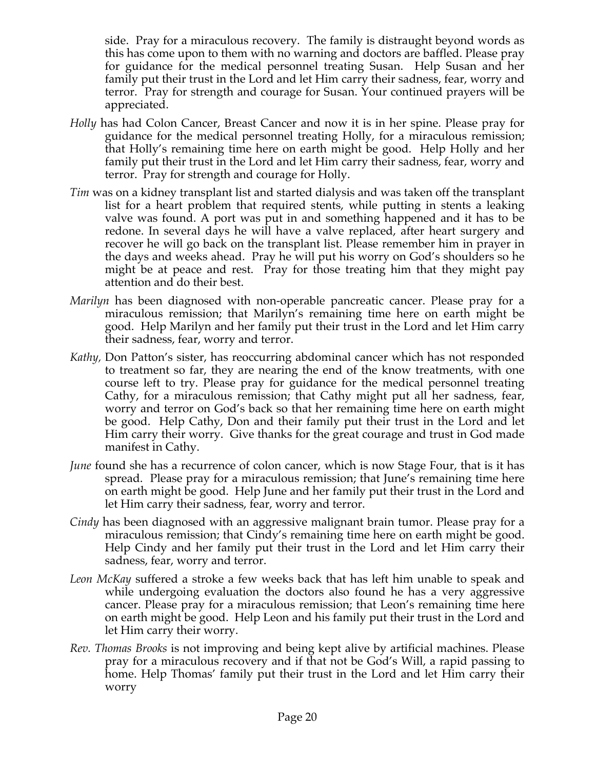side. Pray for a miraculous recovery. The family is distraught beyond words as this has come upon to them with no warning and doctors are baffled. Please pray for guidance for the medical personnel treating Susan. Help Susan and her family put their trust in the Lord and let Him carry their sadness, fear, worry and terror. Pray for strength and courage for Susan. Your continued prayers will be appreciated.

*Holly* has had Colon Cancer, Breast Cancer and now it is in her spine. Please pray for guidance for the medical personnel treating Holly, for a miraculous remission; that Holly's remaining time here on earth might be good. Help Holly and her family put their trust in the Lord and let Him carry their sadness, fear, worry and terror. Pray for strength and courage for Holly.

*Tim* was on a kidney transplant list and started dialysis and was taken off the transplant list for a heart problem that required stents, while putting in stents a leaking valve was found. A port was put in and something happened and it has to be redone. In several days he will have a valve replaced, after heart surgery and recover he will go back on the transplant list. Please remember him in prayer in the days and weeks ahead. Pray he will put his worry on God's shoulders so he might be at peace and rest. Pray for those treating him that they might pay attention and do their best.

*Marilyn* has been diagnosed with non-operable pancreatic cancer. Please pray for a miraculous remission; that Marilyn's remaining time here on earth might be good. Help Marilyn and her family put their trust in the Lord and let Him carry their sadness, fear, worry and terror.

*Kathy,* Don Patton's sister, has reoccurring abdominal cancer which has not responded to treatment so far, they are nearing the end of the know treatments, with one course left to try. Please pray for guidance for the medical personnel treating Cathy, for a miraculous remission; that Cathy might put all her sadness, fear, worry and terror on God's back so that her remaining time here on earth might be good. Help Cathy, Don and their family put their trust in the Lord and let Him carry their worry. Give thanks for the great courage and trust in God made manifest in Cathy.

*June* found she has a recurrence of colon cancer, which is now Stage Four, that is it has spread. Please pray for a miraculous remission; that June's remaining time here on earth might be good. Help June and her family put their trust in the Lord and let Him carry their sadness, fear, worry and terror.

*Cindy* has been diagnosed with an aggressive malignant brain tumor. Please pray for a miraculous remission; that Cindy's remaining time here on earth might be good. Help Cindy and her family put their trust in the Lord and let Him carry their sadness, fear, worry and terror.

*Leon McKay* suffered a stroke a few weeks back that has left him unable to speak and while undergoing evaluation the doctors also found he has a very aggressive cancer. Please pray for a miraculous remission; that Leon's remaining time here on earth might be good. Help Leon and his family put their trust in the Lord and let Him carry their worry.

*Rev. Thomas Brooks* is not improving and being kept alive by artificial machines. Please pray for a miraculous recovery and if that not be God's Will, a rapid passing to home. Help Thomas' family put their trust in the Lord and let Him carry their worry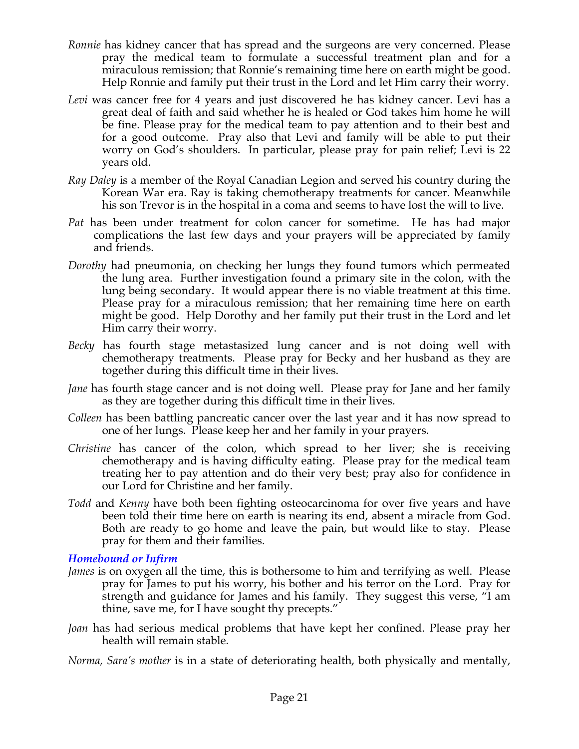*Ronnie* has kidney cancer that has spread and the surgeons are very concerned. Please pray the medical team to formulate a successful treatment plan and for a miraculous remission; that Ronnie's remaining time here on earth might be good. Help Ronnie and family put their trust in the Lord and let Him carry their worry.

*Levi* was cancer free for 4 years and just discovered he has kidney cancer. Levi has a great deal of faith and said whether he is healed or God takes him home he will be fine. Please pray for the medical team to pay attention and to their best and for a good outcome. Pray also that Levi and family will be able to put their worry on God's shoulders. In particular, please pray for pain relief; Levi is 22 years old.

*Ray Daley* is a member of the Royal Canadian Legion and served his country during the Korean War era. Ray is taking chemotherapy treatments for cancer. Meanwhile his son Trevor is in the hospital in a coma and seems to have lost the will to live.

*Pat* has been under treatment for colon cancer for sometime. He has had major complications the last few days and your prayers will be appreciated by family and friends.

*Dorothy* had pneumonia, on checking her lungs they found tumors which permeated the lung area. Further investigation found a primary site in the colon, with the lung being secondary. It would appear there is no viable treatment at this time. Please pray for a miraculous remission; that her remaining time here on earth might be good. Help Dorothy and her family put their trust in the Lord and let Him carry their worry.

*Becky* has fourth stage metastasized lung cancer and is not doing well with chemotherapy treatments. Please pray for Becky and her husband as they are together during this difficult time in their lives.

*Jane* has fourth stage cancer and is not doing well. Please pray for Jane and her family as they are together during this difficult time in their lives.

*Colleen* has been battling pancreatic cancer over the last year and it has now spread to one of her lungs. Please keep her and her family in your prayers.

*Christine* has cancer of the colon, which spread to her liver; she is receiving chemotherapy and is having difficulty eating. Please pray for the medical team treating her to pay attention and do their very best; pray also for confidence in our Lord for Christine and her family.

*Todd* and *Kenny* have both been fighting osteocarcinoma for over five years and have been told their time here on earth is nearing its end, absent a miracle from God. Both are ready to go home and leave the pain, but would like to stay. Please pray for them and their families.

### *Homebound or Infirm*

*James* is on oxygen all the time, this is bothersome to him and terrifying as well. Please pray for James to put his worry, his bother and his terror on the Lord. Pray for strength and guidance for James and his family. They suggest this verse, "I am thine, save me, for I have sought thy precepts."

*Joan* has had serious medical problems that have kept her confined. Please pray her health will remain stable.

*Norma, Sara's mother* is in a state of deteriorating health, both physically and mentally,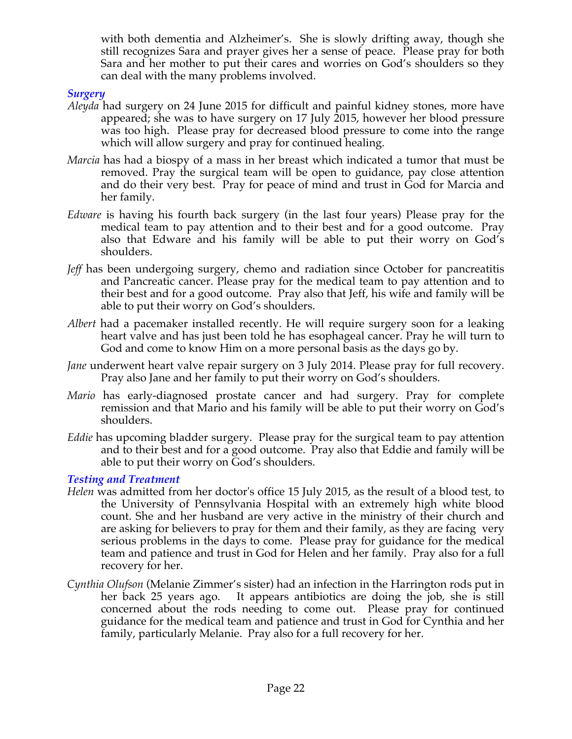with both dementia and Alzheimer's. She is slowly drifting away, though she still recognizes Sara and prayer gives her a sense of peace. Please pray for both Sara and her mother to put their cares and worries on God's shoulders so they can deal with the many problems involved.

### *Surgery*

*Aleyda* had surgery on 24 June 2015 for difficult and painful kidney stones, more have appeared; she was to have surgery on 17 July 2015, however her blood pressure was too high. Please pray for decreased blood pressure to come into the range which will allow surgery and pray for continued healing.

*Marcia* has had a biospy of a mass in her breast which indicated a tumor that must be removed. Pray the surgical team will be open to guidance, pay close attention and do their very best. Pray for peace of mind and trust in God for Marcia and her family.

*Edware* is having his fourth back surgery (in the last four years) Please pray for the medical team to pay attention and to their best and for a good outcome. Pray also that Edware and his family will be able to put their worry on God's shoulders.

*Jeff* has been undergoing surgery, chemo and radiation since October for pancreatitis and Pancreatic cancer. Please pray for the medical team to pay attention and to their best and for a good outcome. Pray also that Jeff, his wife and family will be able to put their worry on God's shoulders.

*Albert* had a pacemaker installed recently. He will require surgery soon for a leaking heart valve and has just been told he has esophageal cancer. Pray he will turn to God and come to know Him on a more personal basis as the days go by.

*Jane* underwent heart valve repair surgery on 3 July 2014. Please pray for full recovery. Pray also Jane and her family to put their worry on God's shoulders.

*Mario* has early-diagnosed prostate cancer and had surgery. Pray for complete remission and that Mario and his family will be able to put their worry on God's shoulders.

*Eddie* has upcoming bladder surgery. Please pray for the surgical team to pay attention and to their best and for a good outcome. Pray also that Eddie and family will be able to put their worry on God's shoulders.

### *Testing and Treatment*

*Helen* was admitted from her doctor's office 15 July 2015, as the result of a blood test, to the University of Pennsylvania Hospital with an extremely high white blood count. She and her husband are very active in the ministry of their church and are asking for believers to pray for them and their family, as they are facing very serious problems in the days to come. Please pray for guidance for the medical team and patience and trust in God for Helen and her family. Pray also for a full recovery for her.

*Cynthia Olufson* (Melanie Zimmer's sister) had an infection in the Harrington rods put in her back 25 years ago. It appears antibiotics are doing the job, she is still concerned about the rods needing to come out. Please pray for continued guidance for the medical team and patience and trust in God for Cynthia and her family, particularly Melanie. Pray also for a full recovery for her.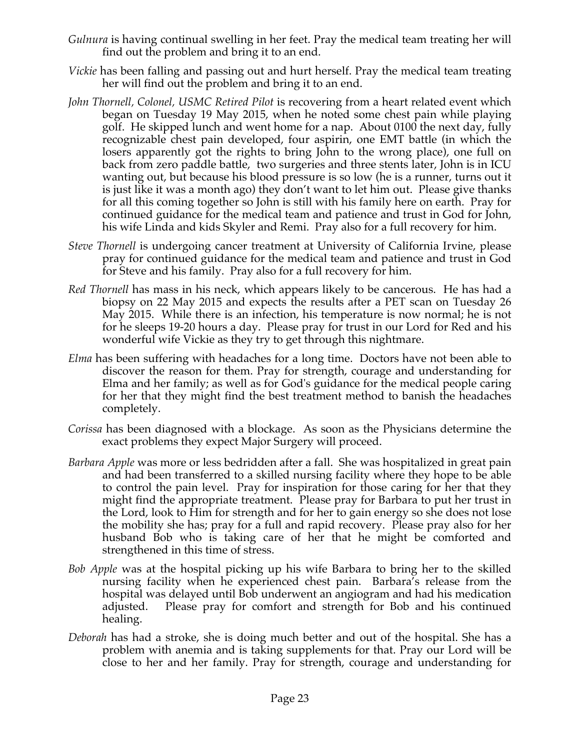*Gulnura* is having continual swelling in her feet. Pray the medical team treating her will find out the problem and bring it to an end.

*Vickie* has been falling and passing out and hurt herself. Pray the medical team treating her will find out the problem and bring it to an end.

*John Thornell, Colonel, USMC Retired Pilot* is recovering from a heart related event which began on Tuesday 19 May 2015, when he noted some chest pain while playing golf. He skipped lunch and went home for a nap. About 0100 the next day, fully recognizable chest pain developed, four aspirin, one EMT battle (in which the losers apparently got the rights to bring John to the wrong place), one full on back from zero paddle battle, two surgeries and three stents later, John is in ICU wanting out, but because his blood pressure is so low (he is a runner, turns out it is just like it was a month ago) they don't want to let him out. Please give thanks for all this coming together so John is still with his family here on earth. Pray for continued guidance for the medical team and patience and trust in God for John, his wife Linda and kids Skyler and Remi. Pray also for a full recovery for him.

*Steve Thornell* is undergoing cancer treatment at University of California Irvine, please pray for continued guidance for the medical team and patience and trust in God for Steve and his family. Pray also for a full recovery for him.

*Red Thornell* has mass in his neck, which appears likely to be cancerous. He has had a biopsy on 22 May 2015 and expects the results after a PET scan on Tuesday 26 May 2015. While there is an infection, his temperature is now normal; he is not for he sleeps 19-20 hours a day. Please pray for trust in our Lord for Red and his wonderful wife Vickie as they try to get through this nightmare.

*Elma* has been suffering with headaches for a long time. Doctors have not been able to discover the reason for them. Pray for strength, courage and understanding for Elma and her family; as well as for God's guidance for the medical people caring for her that they might find the best treatment method to banish the headaches completely.

*Corissa* has been diagnosed with a blockage. As soon as the Physicians determine the exact problems they expect Major Surgery will proceed.

*Barbara Apple* was more or less bedridden after a fall. She was hospitalized in great pain and had been transferred to a skilled nursing facility where they hope to be able to control the pain level. Pray for inspiration for those caring for her that they might find the appropriate treatment. Please pray for Barbara to put her trust in the Lord, look to Him for strength and for her to gain energy so she does not lose the mobility she has; pray for a full and rapid recovery. Please pray also for her husband Bob who is taking care of her that he might be comforted and strengthened in this time of stress.

*Bob Apple* was at the hospital picking up his wife Barbara to bring her to the skilled nursing facility when he experienced chest pain. Barbara's release from the hospital was delayed until Bob underwent an angiogram and had his medication adjusted. Please pray for comfort and strength for Bob and his continued healing.

*Deborah* has had a stroke, she is doing much better and out of the hospital. She has a problem with anemia and is taking supplements for that. Pray our Lord will be close to her and her family. Pray for strength, courage and understanding for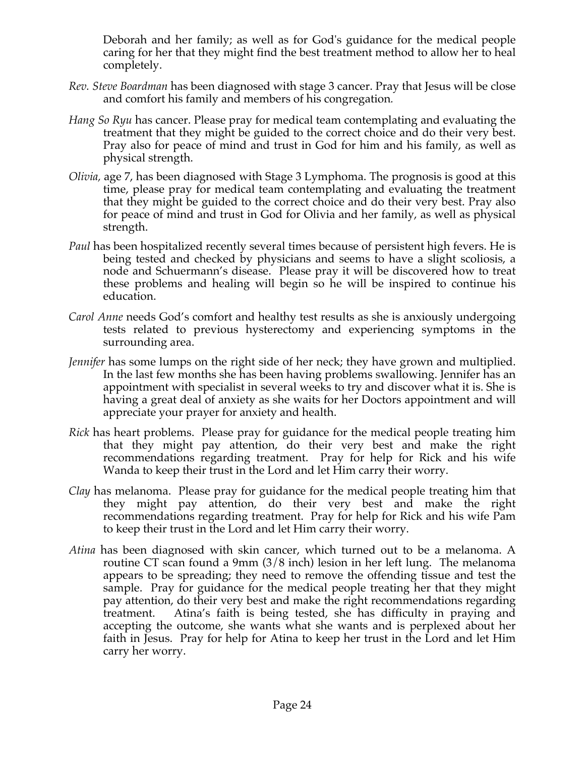Deborah and her family; as well as for God's guidance for the medical people caring for her that they might find the best treatment method to allow her to heal completely.

*Rev. Steve Boardman* has been diagnosed with stage 3 cancer. Pray that Jesus will be close and comfort his family and members of his congregation.

*Hang So Ryu* has cancer. Please pray for medical team contemplating and evaluating the treatment that they might be guided to the correct choice and do their very best. Pray also for peace of mind and trust in God for him and his family, as well as physical strength.

*Olivia,* age 7, has been diagnosed with Stage 3 Lymphoma. The prognosis is good at this time, please pray for medical team contemplating and evaluating the treatment that they might be guided to the correct choice and do their very best. Pray also for peace of mind and trust in God for Olivia and her family, as well as physical strength.

*Paul* has been hospitalized recently several times because of persistent high fevers. He is being tested and checked by physicians and seems to have a slight scoliosis, a node and Schuermann's disease. Please pray it will be discovered how to treat these problems and healing will begin so he will be inspired to continue his education.

*Carol Anne* needs God's comfort and healthy test results as she is anxiously undergoing tests related to previous hysterectomy and experiencing symptoms in the surrounding area.

*Jennifer* has some lumps on the right side of her neck; they have grown and multiplied. In the last few months she has been having problems swallowing. Jennifer has an appointment with specialist in several weeks to try and discover what it is. She is having a great deal of anxiety as she waits for her Doctors appointment and will appreciate your prayer for anxiety and health.

*Rick* has heart problems. Please pray for guidance for the medical people treating him that they might pay attention, do their very best and make the right recommendations regarding treatment. Pray for help for Rick and his wife Wanda to keep their trust in the Lord and let Him carry their worry.

*Clay* has melanoma. Please pray for guidance for the medical people treating him that they might pay attention, do their very best and make the right recommendations regarding treatment. Pray for help for Rick and his wife Pam to keep their trust in the Lord and let Him carry their worry.

*Atina* has been diagnosed with skin cancer, which turned out to be a melanoma. A routine CT scan found a 9mm (3/8 inch) lesion in her left lung. The melanoma appears to be spreading; they need to remove the offending tissue and test the sample. Pray for guidance for the medical people treating her that they might pay attention, do their very best and make the right recommendations regarding treatment. Atina's faith is being tested, she has difficulty in praying and accepting the outcome, she wants what she wants and is perplexed about her faith in Jesus. Pray for help for Atina to keep her trust in the Lord and let Him carry her worry.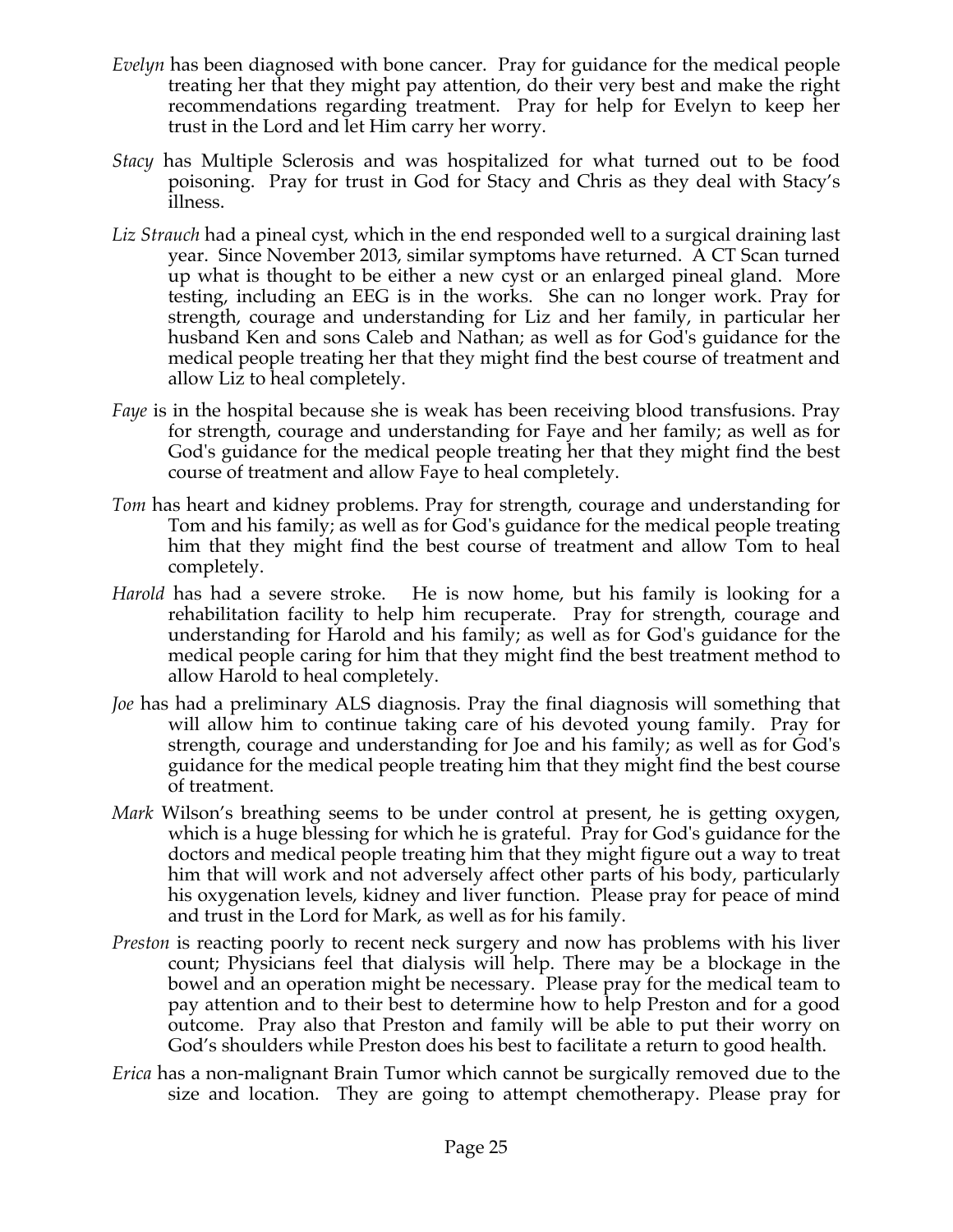*Evelyn* has been diagnosed with bone cancer. Pray for guidance for the medical people treating her that they might pay attention, do their very best and make the right recommendations regarding treatment. Pray for help for Evelyn to keep her trust in the Lord and let Him carry her worry.

*Stacy* has Multiple Sclerosis and was hospitalized for what turned out to be food poisoning. Pray for trust in God for Stacy and Chris as they deal with Stacy's illness.

*Liz Strauch* had a pineal cyst, which in the end responded well to a surgical draining last year. Since November 2013, similar symptoms have returned. A CT Scan turned up what is thought to be either a new cyst or an enlarged pineal gland. More testing, including an EEG is in the works. She can no longer work. Pray for strength, courage and understanding for Liz and her family, in particular her husband Ken and sons Caleb and Nathan; as well as for God's guidance for the medical people treating her that they might find the best course of treatment and allow Liz to heal completely.

*Faye* is in the hospital because she is weak has been receiving blood transfusions. Pray for strength, courage and understanding for Faye and her family; as well as for God's guidance for the medical people treating her that they might find the best course of treatment and allow Faye to heal completely.

*Tom* has heart and kidney problems. Pray for strength, courage and understanding for Tom and his family; as well as for God's guidance for the medical people treating him that they might find the best course of treatment and allow Tom to heal completely.

*Harold* has had a severe stroke. He is now home, but his family is looking for a rehabilitation facility to help him recuperate. Pray for strength, courage and understanding for Harold and his family; as well as for God's guidance for the medical people caring for him that they might find the best treatment method to allow Harold to heal completely.

*Joe* has had a preliminary ALS diagnosis. Pray the final diagnosis will something that will allow him to continue taking care of his devoted young family. Pray for strength, courage and understanding for Joe and his family; as well as for God's guidance for the medical people treating him that they might find the best course of treatment.

*Mark* Wilson's breathing seems to be under control at present, he is getting oxygen, which is a huge blessing for which he is grateful. Pray for God's guidance for the doctors and medical people treating him that they might figure out a way to treat him that will work and not adversely affect other parts of his body, particularly his oxygenation levels, kidney and liver function. Please pray for peace of mind and trust in the Lord for Mark, as well as for his family.

*Preston* is reacting poorly to recent neck surgery and now has problems with his liver count; Physicians feel that dialysis will help. There may be a blockage in the bowel and an operation might be necessary. Please pray for the medical team to pay attention and to their best to determine how to help Preston and for a good outcome. Pray also that Preston and family will be able to put their worry on God's shoulders while Preston does his best to facilitate a return to good health.

*Erica* has a non-malignant Brain Tumor which cannot be surgically removed due to the size and location. They are going to attempt chemotherapy. Please pray for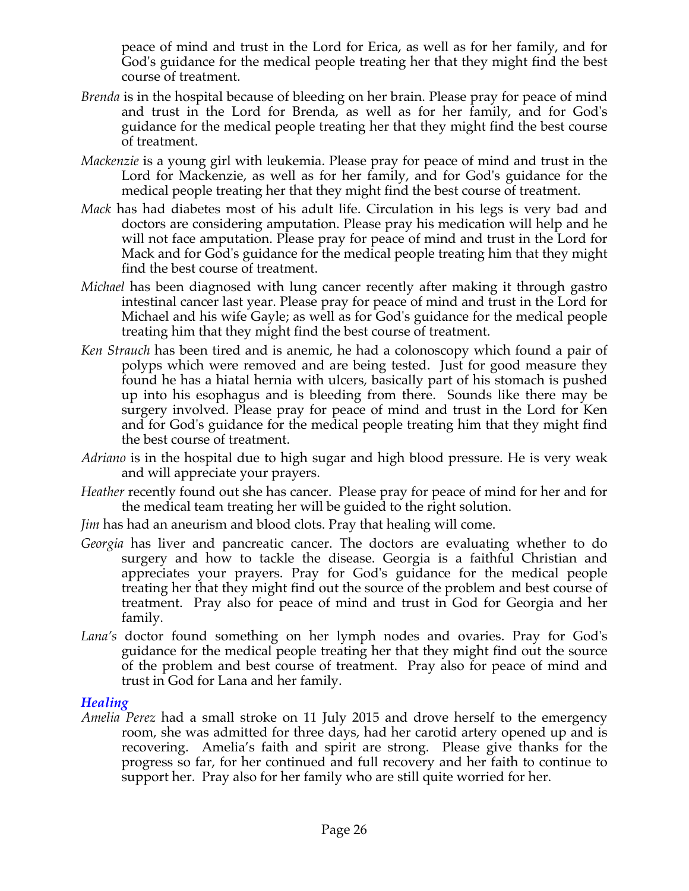peace of mind and trust in the Lord for Erica, as well as for her family, and for God's guidance for the medical people treating her that they might find the best course of treatment.

*Brenda* is in the hospital because of bleeding on her brain. Please pray for peace of mind and trust in the Lord for Brenda, as well as for her family, and for God's guidance for the medical people treating her that they might find the best course of treatment.

*Mackenzie* is a young girl with leukemia. Please pray for peace of mind and trust in the Lord for Mackenzie, as well as for her family, and for God's guidance for the medical people treating her that they might find the best course of treatment.

*Mack* has had diabetes most of his adult life. Circulation in his legs is very bad and doctors are considering amputation. Please pray his medication will help and he will not face amputation. Please pray for peace of mind and trust in the Lord for Mack and for God's guidance for the medical people treating him that they might find the best course of treatment.

*Michael* has been diagnosed with lung cancer recently after making it through gastro intestinal cancer last year. Please pray for peace of mind and trust in the Lord for Michael and his wife Gayle; as well as for God's guidance for the medical people treating him that they might find the best course of treatment.

*Ken Strauch* has been tired and is anemic, he had a colonoscopy which found a pair of polyps which were removed and are being tested. Just for good measure they found he has a hiatal hernia with ulcers, basically part of his stomach is pushed up into his esophagus and is bleeding from there. Sounds like there may be surgery involved. Please pray for peace of mind and trust in the Lord for Ken and for God's guidance for the medical people treating him that they might find the best course of treatment.

*Adriano* is in the hospital due to high sugar and high blood pressure. He is very weak and will appreciate your prayers.

*Heather* recently found out she has cancer. Please pray for peace of mind for her and for the medical team treating her will be guided to the right solution.

*Jim* has had an aneurism and blood clots. Pray that healing will come.

*Georgia* has liver and pancreatic cancer. The doctors are evaluating whether to do surgery and how to tackle the disease. Georgia is a faithful Christian and appreciates your prayers. Pray for God's guidance for the medical people treating her that they might find out the source of the problem and best course of treatment. Pray also for peace of mind and trust in God for Georgia and her family.

*Lana's* doctor found something on her lymph nodes and ovaries. Pray for God's guidance for the medical people treating her that they might find out the source of the problem and best course of treatment. Pray also for peace of mind and trust in God for Lana and her family.

### *Healing*

*Amelia Perez* had a small stroke on 11 July 2015 and drove herself to the emergency room, she was admitted for three days, had her carotid artery opened up and is recovering. Amelia's faith and spirit are strong. Please give thanks for the progress so far, for her continued and full recovery and her faith to continue to support her. Pray also for her family who are still quite worried for her.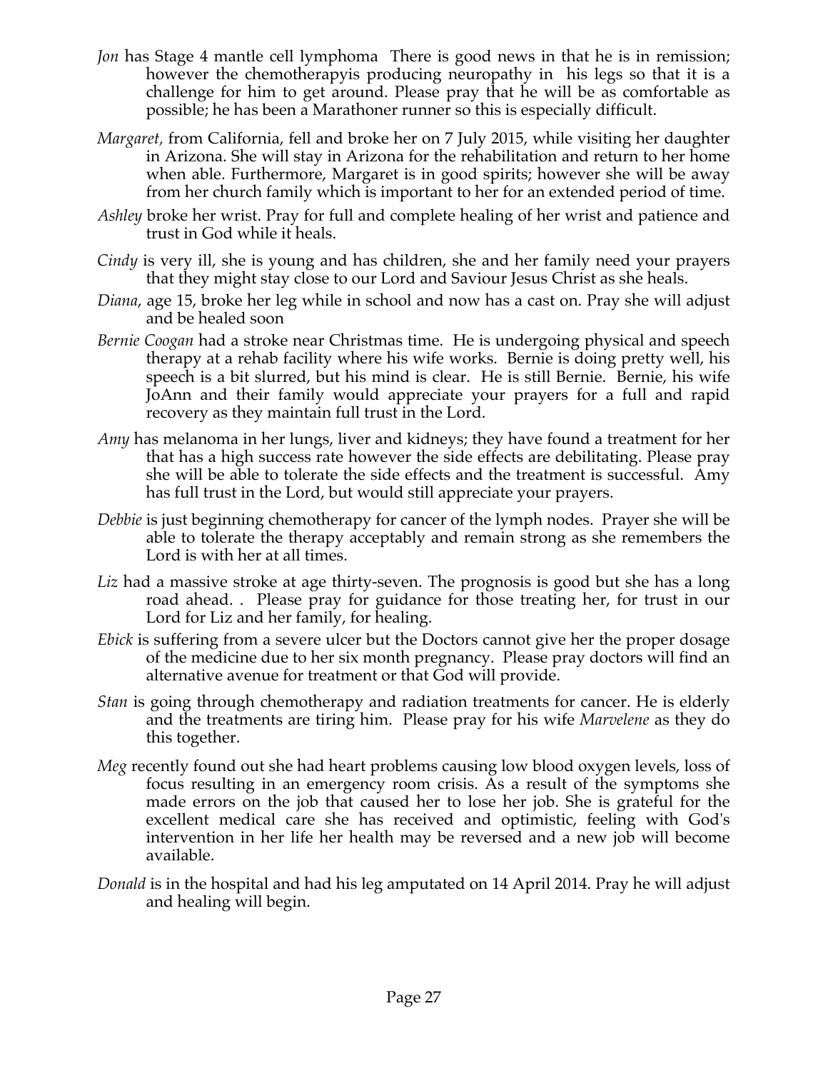*Jon* has Stage 4 mantle cell lymphoma There is good news in that he is in remission; however the chemotherapyis producing neuropathy in his legs so that it is a challenge for him to get around. Please pray that he will be as comfortable as possible; he has been a Marathoner runner so this is especially difficult.

*Margaret,* from California, fell and broke her on 7 July 2015, while visiting her daughter in Arizona. She will stay in Arizona for the rehabilitation and return to her home when able. Furthermore, Margaret is in good spirits; however she will be away from her church family which is important to her for an extended period of time.

*Ashley* broke her wrist. Pray for full and complete healing of her wrist and patience and trust in God while it heals.

*Cindy* is very ill, she is young and has children, she and her family need your prayers that they might stay close to our Lord and Saviour Jesus Christ as she heals.

*Diana*, age 15, broke her leg while in school and now has a cast on. Pray she will adjust and be healed soon

*Bernie Coogan* had a stroke near Christmas time. He is undergoing physical and speech therapy at a rehab facility where his wife works. Bernie is doing pretty well, his speech is a bit slurred, but his mind is clear. He is still Bernie. Bernie, his wife JoAnn and their family would appreciate your prayers for a full and rapid recovery as they maintain full trust in the Lord.

*Amy* has melanoma in her lungs, liver and kidneys; they have found a treatment for her that has a high success rate however the side effects are debilitating. Please pray she will be able to tolerate the side effects and the treatment is successful. Amy has full trust in the Lord, but would still appreciate your prayers.

*Debbie* is just beginning chemotherapy for cancer of the lymph nodes. Prayer she will be able to tolerate the therapy acceptably and remain strong as she remembers the Lord is with her at all times.

*Liz* had a massive stroke at age thirty-seven. The prognosis is good but she has a long road ahead. . Please pray for guidance for those treating her, for trust in our Lord for Liz and her family, for healing.

*Ebick* is suffering from a severe ulcer but the Doctors cannot give her the proper dosage of the medicine due to her six month pregnancy. Please pray doctors will find an alternative avenue for treatment or that God will provide.

*Stan* is going through chemotherapy and radiation treatments for cancer. He is elderly and the treatments are tiring him. Please pray for his wife *Marvelene* as they do this together.

*Meg* recently found out she had heart problems causing low blood oxygen levels, loss of focus resulting in an emergency room crisis. As a result of the symptoms she made errors on the job that caused her to lose her job. She is grateful for the excellent medical care she has received and optimistic, feeling with God's intervention in her life her health may be reversed and a new job will become available.

*Donald* is in the hospital and had his leg amputated on 14 April 2014. Pray he will adjust and healing will begin.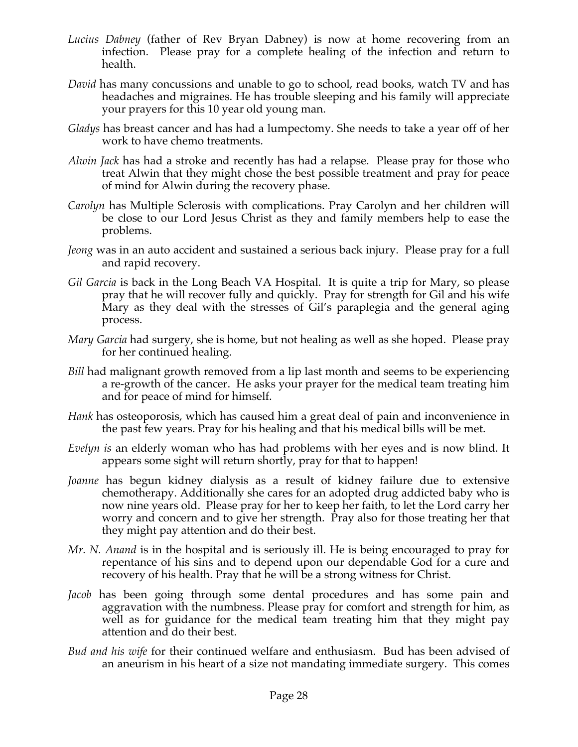*Lucius Dabney* (father of Rev Bryan Dabney) is now at home recovering from an infection. Please pray for a complete healing of the infection and return to health.

*David* has many concussions and unable to go to school, read books, watch TV and has headaches and migraines. He has trouble sleeping and his family will appreciate your prayers for this 10 year old young man.

*Gladys* has breast cancer and has had a lumpectomy. She needs to take a year off of her work to have chemo treatments.

*Alwin Jack* has had a stroke and recently has had a relapse. Please pray for those who treat Alwin that they might chose the best possible treatment and pray for peace of mind for Alwin during the recovery phase.

*Carolyn* has Multiple Sclerosis with complications. Pray Carolyn and her children will be close to our Lord Jesus Christ as they and family members help to ease the problems.

*Jeong* was in an auto accident and sustained a serious back injury. Please pray for a full and rapid recovery.

*Gil Garcia* is back in the Long Beach VA Hospital. It is quite a trip for Mary, so please pray that he will recover fully and quickly. Pray for strength for Gil and his wife Mary as they deal with the stresses of Gil's paraplegia and the general aging process.

*Mary Garcia* had surgery, she is home, but not healing as well as she hoped. Please pray for her continued healing.

*Bill* had malignant growth removed from a lip last month and seems to be experiencing a re-growth of the cancer. He asks your prayer for the medical team treating him and for peace of mind for himself.

*Hank* has osteoporosis, which has caused him a great deal of pain and inconvenience in the past few years. Pray for his healing and that his medical bills will be met.

*Evelyn is* an elderly woman who has had problems with her eyes and is now blind. It appears some sight will return shortly, pray for that to happen!

*Joanne* has begun kidney dialysis as a result of kidney failure due to extensive chemotherapy. Additionally she cares for an adopted drug addicted baby who is now nine years old. Please pray for her to keep her faith, to let the Lord carry her worry and concern and to give her strength. Pray also for those treating her that they might pay attention and do their best.

*Mr. N. Anand* is in the hospital and is seriously ill. He is being encouraged to pray for repentance of his sins and to depend upon our dependable God for a cure and recovery of his health. Pray that he will be a strong witness for Christ.

*Jacob* has been going through some dental procedures and has some pain and aggravation with the numbness. Please pray for comfort and strength for him, as well as for guidance for the medical team treating him that they might pay attention and do their best.

*Bud and his wife* for their continued welfare and enthusiasm. Bud has been advised of an aneurism in his heart of a size not mandating immediate surgery. This comes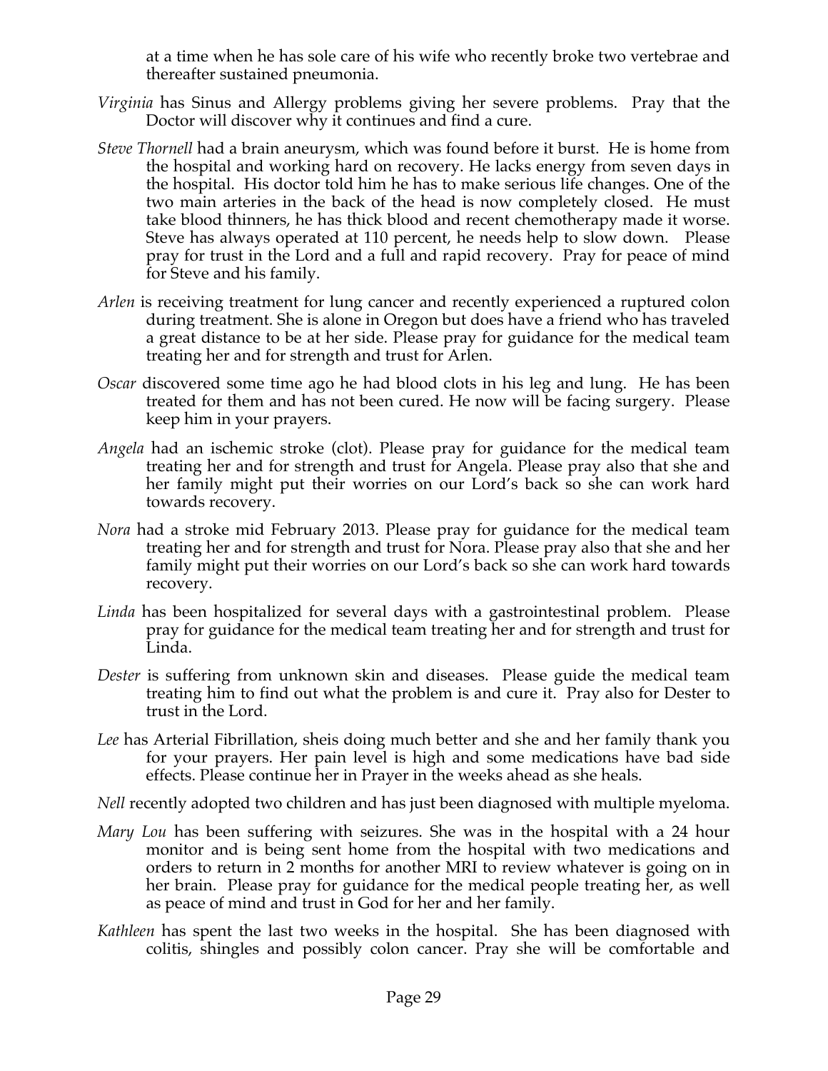at a time when he has sole care of his wife who recently broke two vertebrae and thereafter sustained pneumonia.

*Virginia* has Sinus and Allergy problems giving her severe problems. Pray that the Doctor will discover why it continues and find a cure.

*Steve Thornell* had a brain aneurysm, which was found before it burst. He is home from the hospital and working hard on recovery. He lacks energy from seven days in the hospital. His doctor told him he has to make serious life changes. One of the two main arteries in the back of the head is now completely closed. He must take blood thinners, he has thick blood and recent chemotherapy made it worse. Steve has always operated at 110 percent, he needs help to slow down. Please pray for trust in the Lord and a full and rapid recovery. Pray for peace of mind for Steve and his family.

*Arlen* is receiving treatment for lung cancer and recently experienced a ruptured colon during treatment. She is alone in Oregon but does have a friend who has traveled a great distance to be at her side. Please pray for guidance for the medical team treating her and for strength and trust for Arlen.

*Oscar* discovered some time ago he had blood clots in his leg and lung. He has been treated for them and has not been cured. He now will be facing surgery. Please keep him in your prayers.

*Angela* had an ischemic stroke (clot). Please pray for guidance for the medical team treating her and for strength and trust for Angela. Please pray also that she and her family might put their worries on our Lord's back so she can work hard towards recovery.

*Nora* had a stroke mid February 2013. Please pray for guidance for the medical team treating her and for strength and trust for Nora. Please pray also that she and her family might put their worries on our Lord's back so she can work hard towards recovery.

*Linda* has been hospitalized for several days with a gastrointestinal problem. Please pray for guidance for the medical team treating her and for strength and trust for Linda.

*Dester* is suffering from unknown skin and diseases. Please guide the medical team treating him to find out what the problem is and cure it. Pray also for Dester to trust in the Lord.

*Lee* has Arterial Fibrillation, sheis doing much better and she and her family thank you for your prayers. Her pain level is high and some medications have bad side effects. Please continue her in Prayer in the weeks ahead as she heals.

*Nell* recently adopted two children and has just been diagnosed with multiple myeloma.

*Mary Lou* has been suffering with seizures. She was in the hospital with a 24 hour monitor and is being sent home from the hospital with two medications and orders to return in 2 months for another MRI to review whatever is going on in her brain. Please pray for guidance for the medical people treating her, as well as peace of mind and trust in God for her and her family.

*Kathleen* has spent the last two weeks in the hospital. She has been diagnosed with colitis, shingles and possibly colon cancer. Pray she will be comfortable and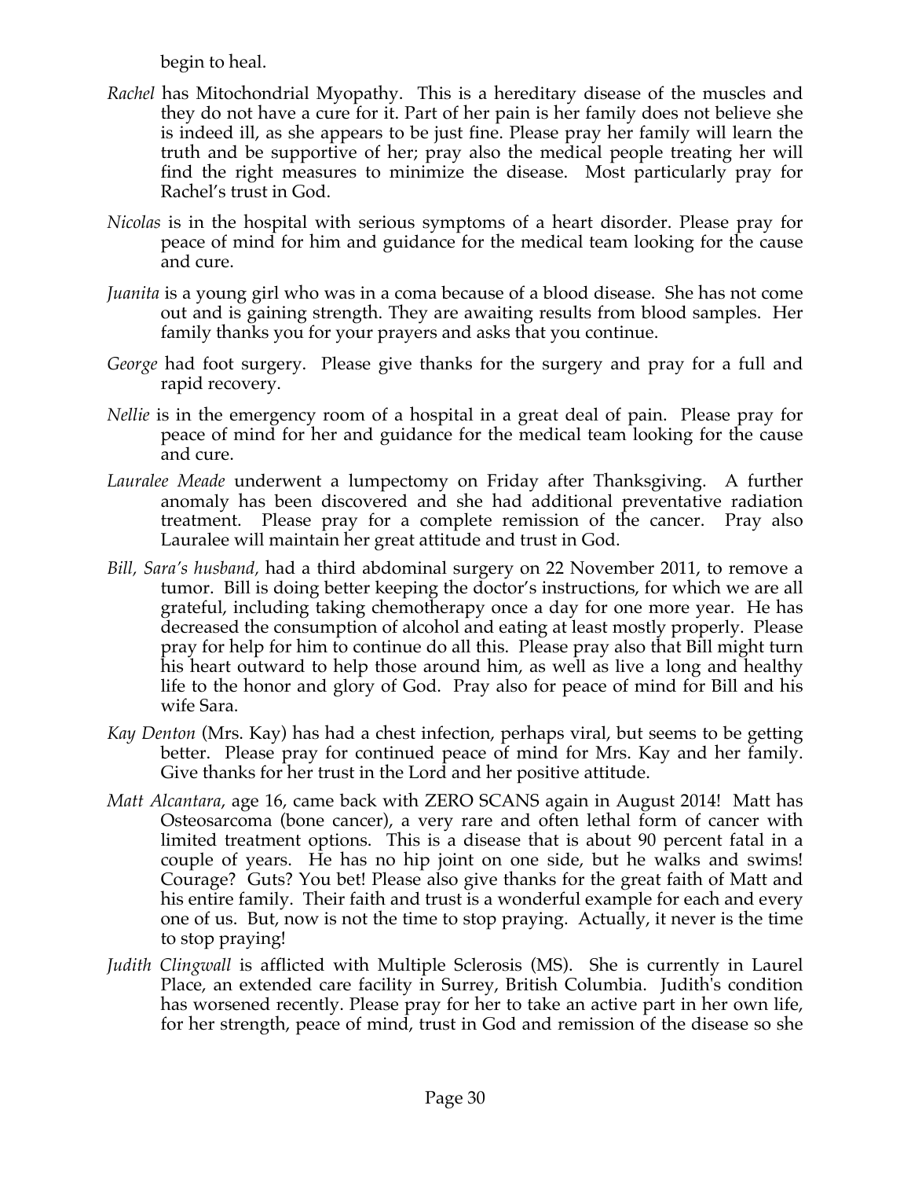begin to heal.

*Rachel* has Mitochondrial Myopathy. This is a hereditary disease of the muscles and they do not have a cure for it. Part of her pain is her family does not believe she is indeed ill, as she appears to be just fine. Please pray her family will learn the truth and be supportive of her; pray also the medical people treating her will find the right measures to minimize the disease. Most particularly pray for Rachel's trust in God.

*Nicolas* is in the hospital with serious symptoms of a heart disorder. Please pray for peace of mind for him and guidance for the medical team looking for the cause and cure.

*Juanita* is a young girl who was in a coma because of a blood disease. She has not come out and is gaining strength. They are awaiting results from blood samples. Her family thanks you for your prayers and asks that you continue.

*George* had foot surgery. Please give thanks for the surgery and pray for a full and rapid recovery.

*Nellie* is in the emergency room of a hospital in a great deal of pain. Please pray for peace of mind for her and guidance for the medical team looking for the cause and cure.

*Lauralee Meade* underwent a lumpectomy on Friday after Thanksgiving. A further anomaly has been discovered and she had additional preventative radiation treatment. Please pray for a complete remission of the cancer. Pray also Lauralee will maintain her great attitude and trust in God.

*Bill, Sara's husband,* had a third abdominal surgery on 22 November 2011, to remove a tumor. Bill is doing better keeping the doctor's instructions, for which we are all grateful, including taking chemotherapy once a day for one more year. He has decreased the consumption of alcohol and eating at least mostly properly. Please pray for help for him to continue do all this. Please pray also that Bill might turn his heart outward to help those around him, as well as live a long and healthy life to the honor and glory of God. Pray also for peace of mind for Bill and his wife Sara.

*Kay Denton* (Mrs. Kay) has had a chest infection, perhaps viral, but seems to be getting better. Please pray for continued peace of mind for Mrs. Kay and her family. Give thanks for her trust in the Lord and her positive attitude.

*Matt Alcantara*, age 16, came back with ZERO SCANS again in August 2014! Matt has Osteosarcoma (bone cancer), a very rare and often lethal form of cancer with limited treatment options. This is a disease that is about 90 percent fatal in a couple of years. He has no hip joint on one side, but he walks and swims! Courage? Guts? You bet! Please also give thanks for the great faith of Matt and his entire family. Their faith and trust is a wonderful example for each and every one of us. But, now is not the time to stop praying. Actually, it never is the time to stop praying!

*Judith Clingwall* is afflicted with Multiple Sclerosis (MS). She is currently in Laurel Place, an extended care facility in Surrey, British Columbia. Judith's condition has worsened recently. Please pray for her to take an active part in her own life, for her strength, peace of mind, trust in God and remission of the disease so she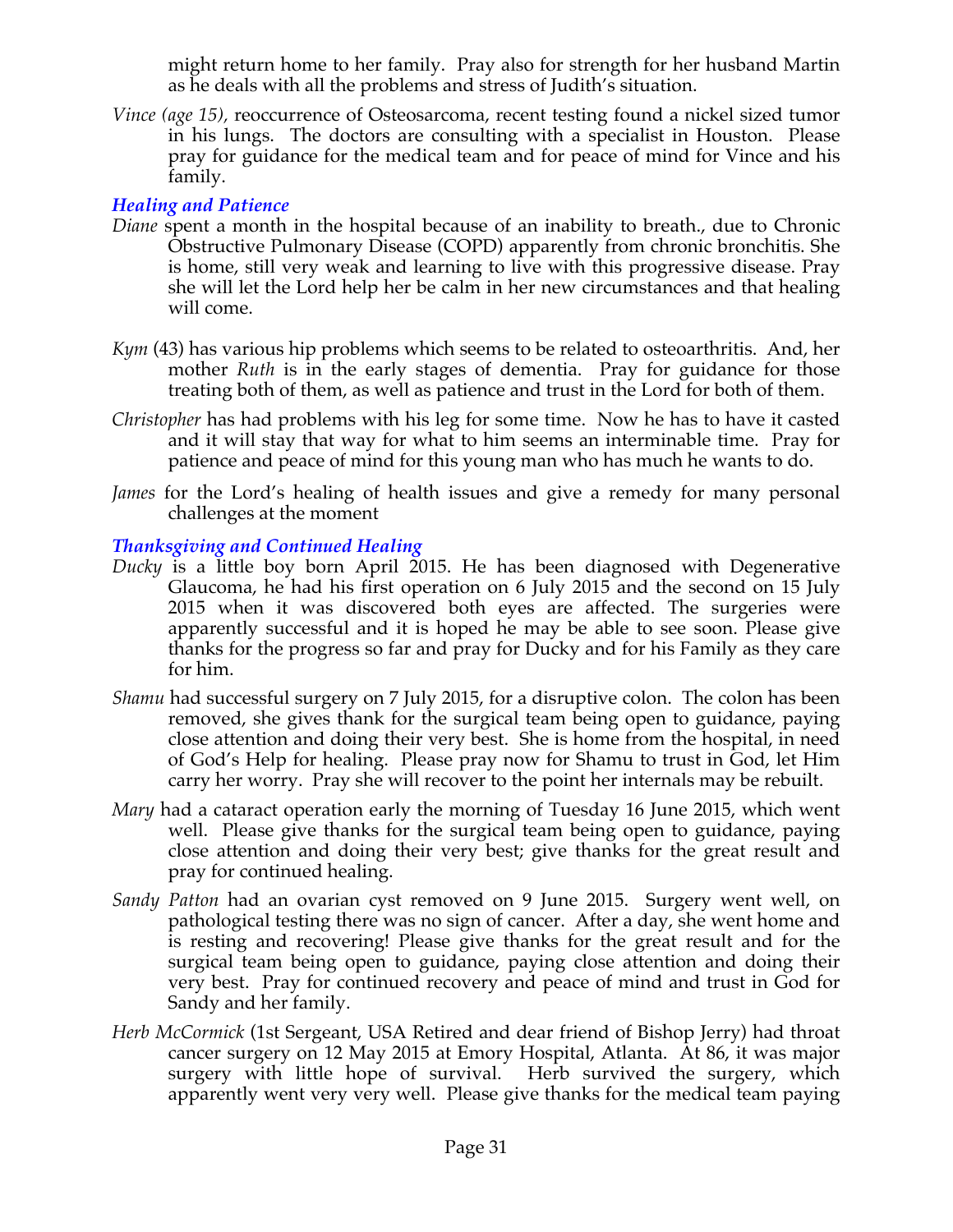might return home to her family. Pray also for strength for her husband Martin as he deals with all the problems and stress of Judith's situation.

*Vince (age 15),* reoccurrence of Osteosarcoma, recent testing found a nickel sized tumor in his lungs. The doctors are consulting with a specialist in Houston. Please pray for guidance for the medical team and for peace of mind for Vince and his family.

### *Healing and Patience*

*Diane* spent a month in the hospital because of an inability to breath., due to Chronic Obstructive Pulmonary Disease (COPD) apparently from chronic bronchitis. She is home, still very weak and learning to live with this progressive disease. Pray she will let the Lord help her be calm in her new circumstances and that healing will come.

*Kym* (43) has various hip problems which seems to be related to osteoarthritis. And, her mother *Ruth* is in the early stages of dementia. Pray for guidance for those treating both of them, as well as patience and trust in the Lord for both of them.

*Christopher* has had problems with his leg for some time. Now he has to have it casted and it will stay that way for what to him seems an interminable time. Pray for patience and peace of mind for this young man who has much he wants to do.

*James* for the Lord's healing of health issues and give a remedy for many personal challenges at the moment

### *Thanksgiving and Continued Healing*

*Ducky* is a little boy born April 2015. He has been diagnosed with Degenerative Glaucoma, he had his first operation on 6 July 2015 and the second on 15 July 2015 when it was discovered both eyes are affected. The surgeries were apparently successful and it is hoped he may be able to see soon. Please give thanks for the progress so far and pray for Ducky and for his Family as they care for him.

*Shamu* had successful surgery on 7 July 2015, for a disruptive colon. The colon has been removed, she gives thank for the surgical team being open to guidance, paying close attention and doing their very best. She is home from the hospital, in need of God's Help for healing. Please pray now for Shamu to trust in God, let Him carry her worry. Pray she will recover to the point her internals may be rebuilt.

*Mary* had a cataract operation early the morning of Tuesday 16 June 2015, which went well. Please give thanks for the surgical team being open to guidance, paying close attention and doing their very best; give thanks for the great result and pray for continued healing.

*Sandy Patton* had an ovarian cyst removed on 9 June 2015. Surgery went well, on pathological testing there was no sign of cancer. After a day, she went home and is resting and recovering! Please give thanks for the great result and for the surgical team being open to guidance, paying close attention and doing their very best. Pray for continued recovery and peace of mind and trust in God for Sandy and her family.

*Herb McCormick* (1st Sergeant, USA Retired and dear friend of Bishop Jerry) had throat cancer surgery on 12 May 2015 at Emory Hospital, Atlanta. At 86, it was major surgery with little hope of survival. Herb survived the surgery, which apparently went very very well. Please give thanks for the medical team paying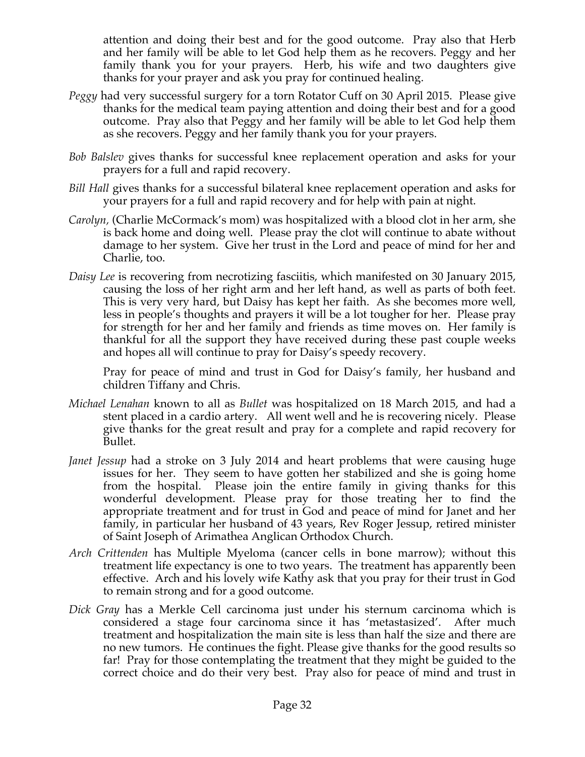attention and doing their best and for the good outcome. Pray also that Herb and her family will be able to let God help them as he recovers. Peggy and her family thank you for your prayers. Herb, his wife and two daughters give thanks for your prayer and ask you pray for continued healing.

*Peggy* had very successful surgery for a torn Rotator Cuff on 30 April 2015. Please give thanks for the medical team paying attention and doing their best and for a good outcome. Pray also that Peggy and her family will be able to let God help them as she recovers. Peggy and her family thank you for your prayers.

*Bob Balslev* gives thanks for successful knee replacement operation and asks for your prayers for a full and rapid recovery.

*Bill Hall* gives thanks for a successful bilateral knee replacement operation and asks for your prayers for a full and rapid recovery and for help with pain at night.

*Carolyn,* (Charlie McCormack's mom) was hospitalized with a blood clot in her arm, she is back home and doing well. Please pray the clot will continue to abate without damage to her system. Give her trust in the Lord and peace of mind for her and Charlie, too.

*Daisy Lee* is recovering from necrotizing fasciitis, which manifested on 30 January 2015, causing the loss of her right arm and her left hand, as well as parts of both feet. This is very very hard, but Daisy has kept her faith. As she becomes more well, less in people's thoughts and prayers it will be a lot tougher for her. Please pray for strength for her and her family and friends as time moves on. Her family is thankful for all the support they have received during these past couple weeks and hopes all will continue to pray for Daisy's speedy recovery.

Pray for peace of mind and trust in God for Daisy's family, her husband and children Tiffany and Chris.

*Michael Lenahan* known to all as *Bullet* was hospitalized on 18 March 2015, and had a stent placed in a cardio artery. All went well and he is recovering nicely. Please give thanks for the great result and pray for a complete and rapid recovery for Bullet.

*Janet Jessup* had a stroke on 3 July 2014 and heart problems that were causing huge issues for her. They seem to have gotten her stabilized and she is going home from the hospital. Please join the entire family in giving thanks for this wonderful development. Please pray for those treating her to find the appropriate treatment and for trust in God and peace of mind for Janet and her family, in particular her husband of 43 years, Rev Roger Jessup, retired minister of Saint Joseph of Arimathea Anglican Orthodox Church.

*Arch Crittenden* has Multiple Myeloma (cancer cells in bone marrow); without this treatment life expectancy is one to two years. The treatment has apparently been effective. Arch and his lovely wife Kathy ask that you pray for their trust in God to remain strong and for a good outcome.

*Dick Gray* has a Merkle Cell carcinoma just under his sternum carcinoma which is considered a stage four carcinoma since it has 'metastasized'. After much treatment and hospitalization the main site is less than half the size and there are no new tumors. He continues the fight. Please give thanks for the good results so far! Pray for those contemplating the treatment that they might be guided to the correct choice and do their very best. Pray also for peace of mind and trust in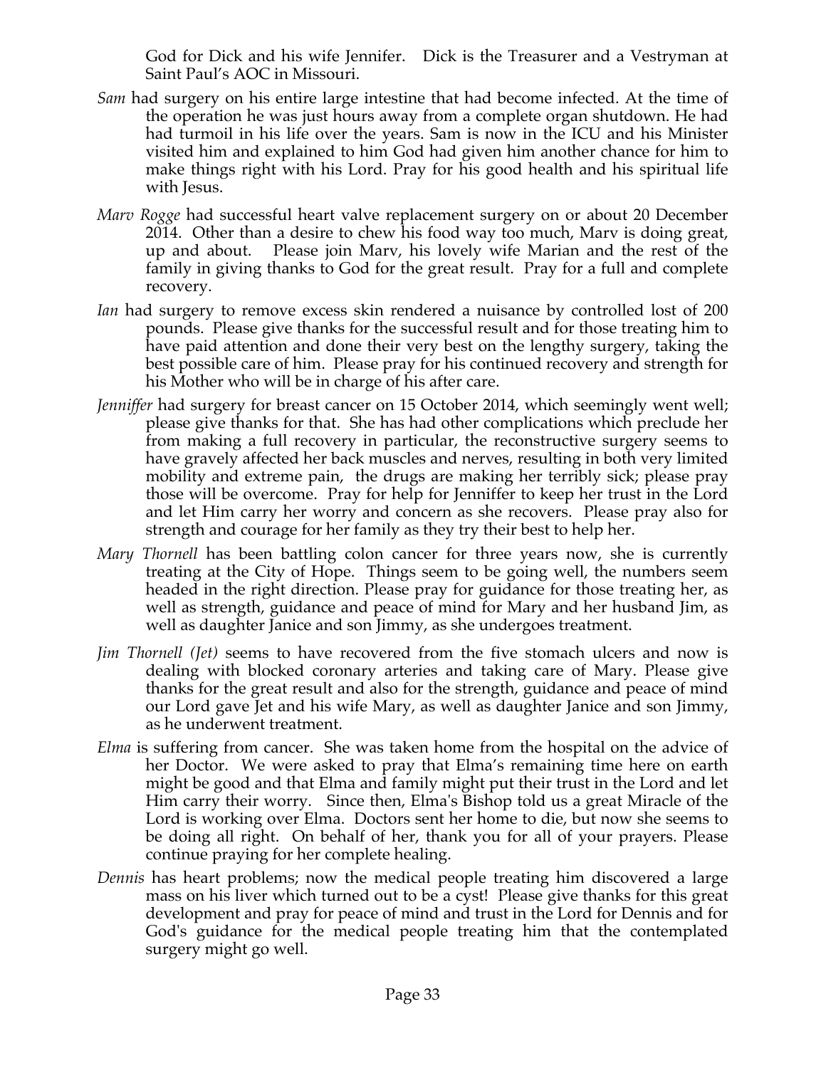God for Dick and his wife Jennifer. Dick is the Treasurer and a Vestryman at Saint Paul's AOC in Missouri.

*Sam* had surgery on his entire large intestine that had become infected. At the time of the operation he was just hours away from a complete organ shutdown. He had had turmoil in his life over the years. Sam is now in the ICU and his Minister visited him and explained to him God had given him another chance for him to make things right with his Lord. Pray for his good health and his spiritual life with Jesus.

*Marv Rogge* had successful heart valve replacement surgery on or about 20 December 2014. Other than a desire to chew his food way too much, Marv is doing great, up and about. Please join Marv, his lovely wife Marian and the rest of the family in giving thanks to God for the great result. Pray for a full and complete recovery.

*Ian* had surgery to remove excess skin rendered a nuisance by controlled lost of 200 pounds. Please give thanks for the successful result and for those treating him to have paid attention and done their very best on the lengthy surgery, taking the best possible care of him. Please pray for his continued recovery and strength for his Mother who will be in charge of his after care.

*Jenniffer* had surgery for breast cancer on 15 October 2014, which seemingly went well; please give thanks for that. She has had other complications which preclude her from making a full recovery in particular, the reconstructive surgery seems to have gravely affected her back muscles and nerves, resulting in both very limited mobility and extreme pain, the drugs are making her terribly sick; please pray those will be overcome. Pray for help for Jenniffer to keep her trust in the Lord and let Him carry her worry and concern as she recovers. Please pray also for strength and courage for her family as they try their best to help her.

*Mary Thornell* has been battling colon cancer for three years now, she is currently treating at the City of Hope. Things seem to be going well, the numbers seem headed in the right direction. Please pray for guidance for those treating her, as well as strength, guidance and peace of mind for Mary and her husband Jim, as well as daughter Janice and son Jimmy, as she undergoes treatment.

*Jim Thornell (Jet)* seems to have recovered from the five stomach ulcers and now is dealing with blocked coronary arteries and taking care of Mary. Please give thanks for the great result and also for the strength, guidance and peace of mind our Lord gave Jet and his wife Mary, as well as daughter Janice and son Jimmy, as he underwent treatment.

*Elma* is suffering from cancer. She was taken home from the hospital on the advice of her Doctor. We were asked to pray that Elma's remaining time here on earth might be good and that Elma and family might put their trust in the Lord and let Him carry their worry. Since then, Elma's Bishop told us a great Miracle of the Lord is working over Elma. Doctors sent her home to die, but now she seems to be doing all right. On behalf of her, thank you for all of your prayers. Please continue praying for her complete healing.

*Dennis* has heart problems; now the medical people treating him discovered a large mass on his liver which turned out to be a cyst! Please give thanks for this great development and pray for peace of mind and trust in the Lord for Dennis and for God's guidance for the medical people treating him that the contemplated surgery might go well.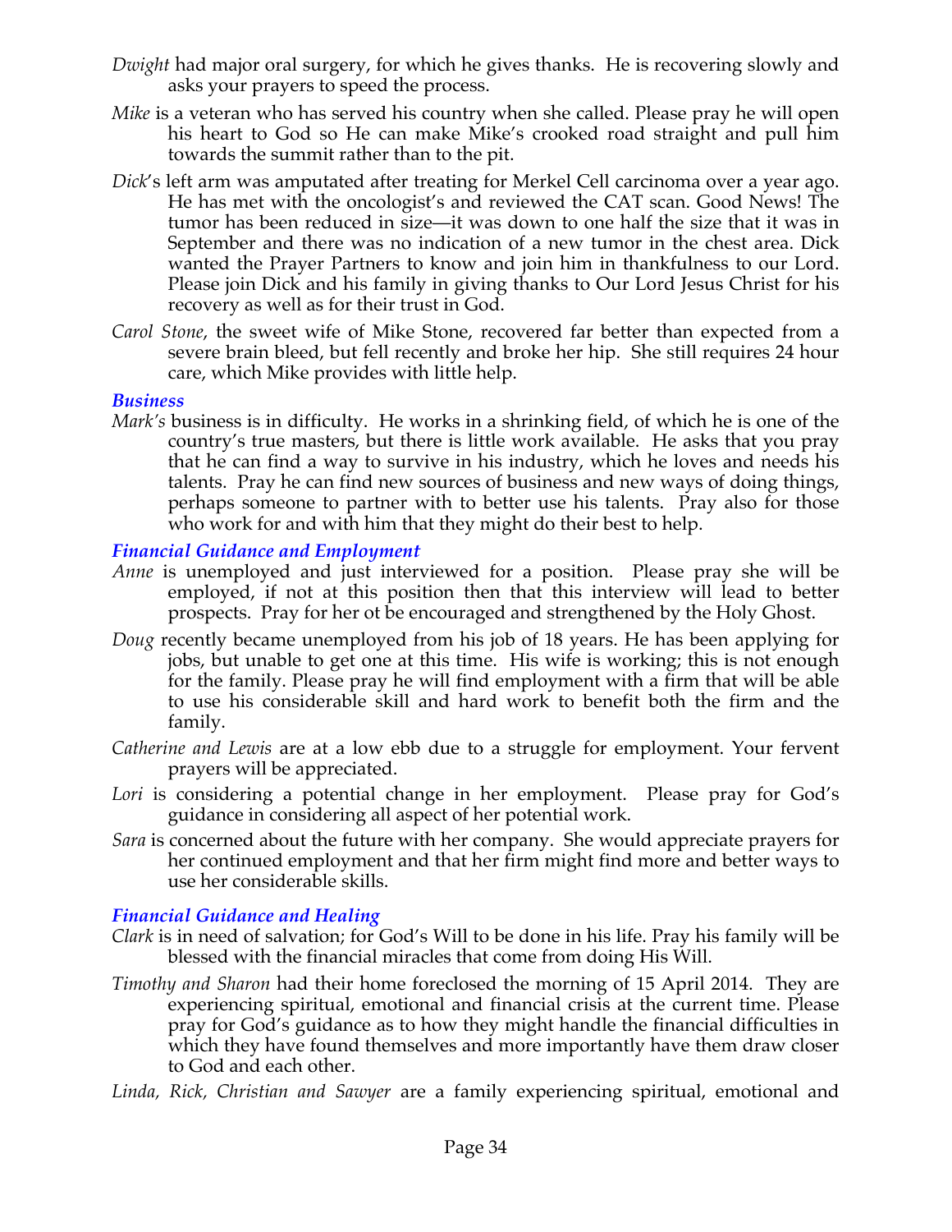*Dwight* had major oral surgery, for which he gives thanks. He is recovering slowly and asks your prayers to speed the process.

*Mike* is a veteran who has served his country when she called. Please pray he will open his heart to God so He can make Mike's crooked road straight and pull him towards the summit rather than to the pit.

*Dick*'s left arm was amputated after treating for Merkel Cell carcinoma over a year ago. He has met with the oncologist's and reviewed the CAT scan. Good News! The tumor has been reduced in size—it was down to one half the size that it was in September and there was no indication of a new tumor in the chest area. Dick wanted the Prayer Partners to know and join him in thankfulness to our Lord. Please join Dick and his family in giving thanks to Our Lord Jesus Christ for his recovery as well as for their trust in God.

*Carol Stone*, the sweet wife of Mike Stone, recovered far better than expected from a severe brain bleed, but fell recently and broke her hip. She still requires 24 hour care, which Mike provides with little help.

### *Business*

*Mark's* business is in difficulty. He works in a shrinking field, of which he is one of the country's true masters, but there is little work available. He asks that you pray that he can find a way to survive in his industry, which he loves and needs his talents. Pray he can find new sources of business and new ways of doing things, perhaps someone to partner with to better use his talents. Pray also for those who work for and with him that they might do their best to help.

### *Financial Guidance and Employment*

*Anne* is unemployed and just interviewed for a position. Please pray she will be employed, if not at this position then that this interview will lead to better prospects. Pray for her ot be encouraged and strengthened by the Holy Ghost.

*Doug* recently became unemployed from his job of 18 years. He has been applying for jobs, but unable to get one at this time. His wife is working; this is not enough for the family. Please pray he will find employment with a firm that will be able to use his considerable skill and hard work to benefit both the firm and the family.

*Catherine and Lewis* are at a low ebb due to a struggle for employment. Your fervent prayers will be appreciated.

*Lori* is considering a potential change in her employment. Please pray for God's guidance in considering all aspect of her potential work.

*Sara* is concerned about the future with her company. She would appreciate prayers for her continued employment and that her firm might find more and better ways to use her considerable skills.

### *Financial Guidance and Healing*

*Clark* is in need of salvation; for God's Will to be done in his life. Pray his family will be blessed with the financial miracles that come from doing His Will.

*Timothy and Sharon* had their home foreclosed the morning of 15 April 2014. They are experiencing spiritual, emotional and financial crisis at the current time. Please pray for God's guidance as to how they might handle the financial difficulties in which they have found themselves and more importantly have them draw closer to God and each other.

*Linda, Rick, Christian and Sawyer* are a family experiencing spiritual, emotional and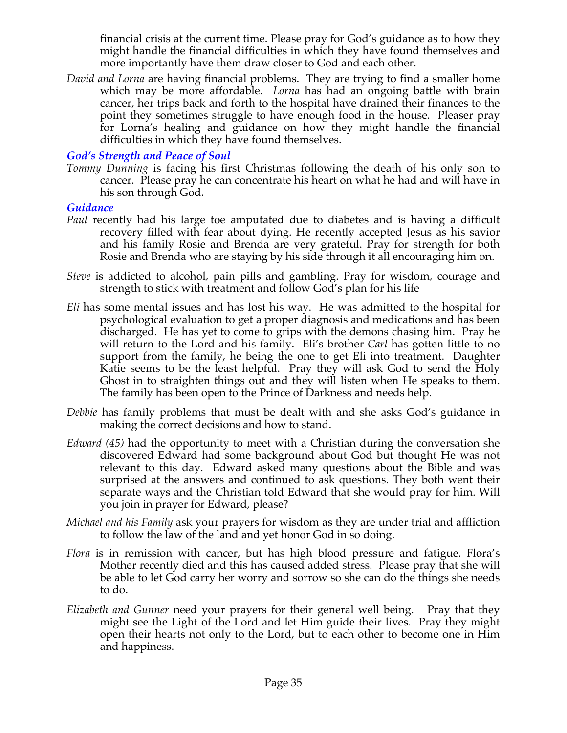financial crisis at the current time. Please pray for God's guidance as to how they might handle the financial difficulties in which they have found themselves and more importantly have them draw closer to God and each other.

*David and Lorna* are having financial problems. They are trying to find a smaller home which may be more affordable. *Lorna* has had an ongoing battle with brain cancer, her trips back and forth to the hospital have drained their finances to the point they sometimes struggle to have enough food in the house. Pleaser pray for Lorna's healing and guidance on how they might handle the financial difficulties in which they have found themselves.

### *God's Strength and Peace of Soul*

*Tommy Dunning* is facing his first Christmas following the death of his only son to cancer. Please pray he can concentrate his heart on what he had and will have in his son through God.

### *Guidance*

*Paul* recently had his large toe amputated due to diabetes and is having a difficult recovery filled with fear about dying. He recently accepted Jesus as his savior and his family Rosie and Brenda are very grateful. Pray for strength for both Rosie and Brenda who are staying by his side through it all encouraging him on.

*Steve* is addicted to alcohol, pain pills and gambling. Pray for wisdom, courage and strength to stick with treatment and follow God's plan for his life

*Eli* has some mental issues and has lost his way. He was admitted to the hospital for psychological evaluation to get a proper diagnosis and medications and has been discharged. He has yet to come to grips with the demons chasing him. Pray he will return to the Lord and his family. Eli's brother *Carl* has gotten little to no support from the family, he being the one to get Eli into treatment. Daughter Katie seems to be the least helpful. Pray they will ask God to send the Holy Ghost in to straighten things out and they will listen when He speaks to them. The family has been open to the Prince of Darkness and needs help.

*Debbie* has family problems that must be dealt with and she asks God's guidance in making the correct decisions and how to stand.

*Edward (45)* had the opportunity to meet with a Christian during the conversation she discovered Edward had some background about God but thought He was not relevant to this day. Edward asked many questions about the Bible and was surprised at the answers and continued to ask questions. They both went their separate ways and the Christian told Edward that she would pray for him. Will you join in prayer for Edward, please?

*Michael and his Family* ask your prayers for wisdom as they are under trial and affliction to follow the law of the land and yet honor God in so doing.

*Flora* is in remission with cancer, but has high blood pressure and fatigue. Flora's Mother recently died and this has caused added stress. Please pray that she will be able to let God carry her worry and sorrow so she can do the things she needs to do.

*Elizabeth and Gunner* need your prayers for their general well being. Pray that they might see the Light of the Lord and let Him guide their lives. Pray they might open their hearts not only to the Lord, but to each other to become one in Him and happiness.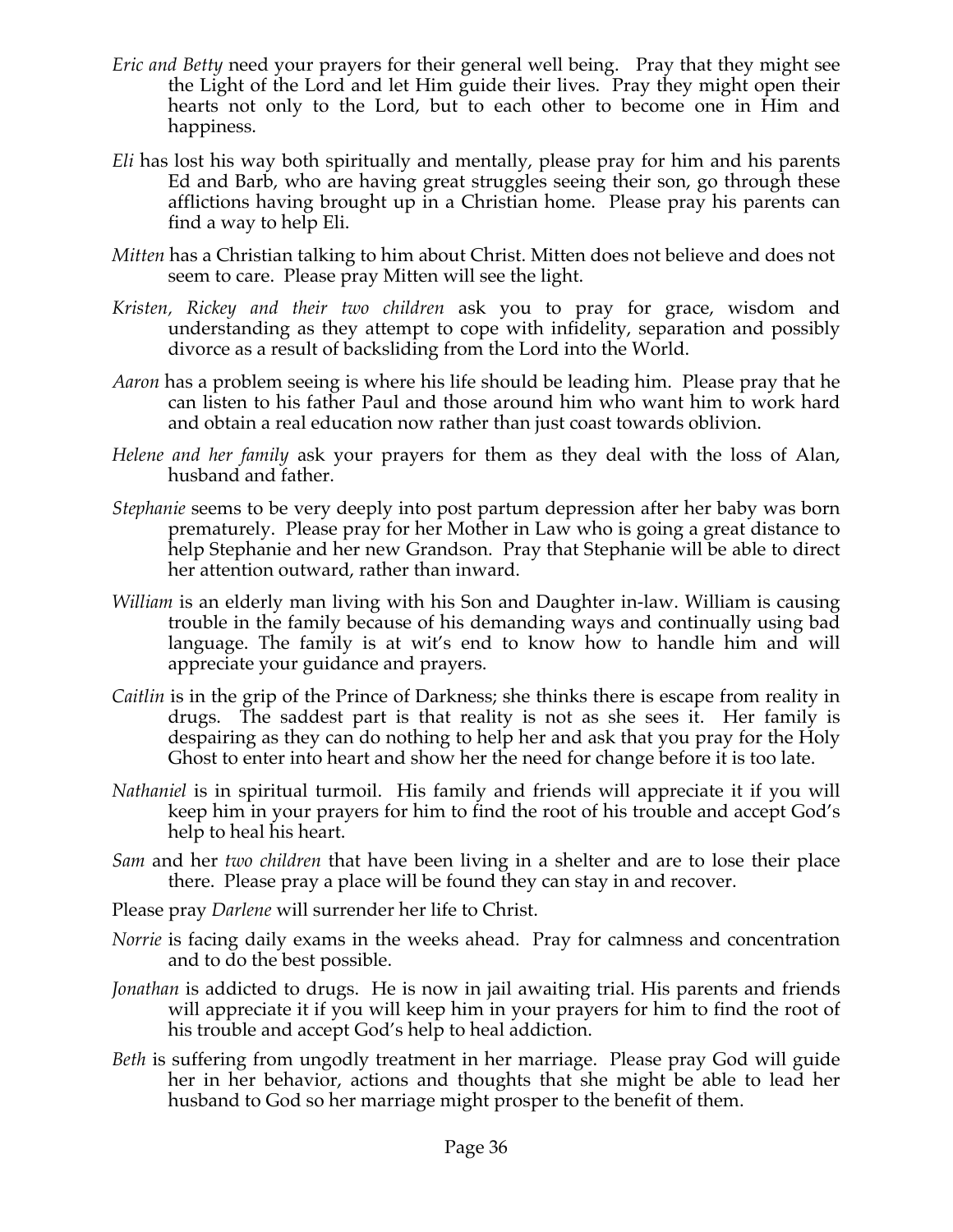*Eric and Betty* need your prayers for their general well being. Pray that they might see the Light of the Lord and let Him guide their lives. Pray they might open their hearts not only to the Lord, but to each other to become one in Him and happiness.

*Eli* has lost his way both spiritually and mentally, please pray for him and his parents Ed and Barb, who are having great struggles seeing their son, go through these afflictions having brought up in a Christian home. Please pray his parents can find a way to help Eli.

*Mitten* has a Christian talking to him about Christ. Mitten does not believe and does not seem to care. Please pray Mitten will see the light.

*Kristen, Rickey and their two children* ask you to pray for grace, wisdom and understanding as they attempt to cope with infidelity, separation and possibly divorce as a result of backsliding from the Lord into the World.

*Aaron* has a problem seeing is where his life should be leading him. Please pray that he can listen to his father Paul and those around him who want him to work hard and obtain a real education now rather than just coast towards oblivion.

*Helene and her family* ask your prayers for them as they deal with the loss of Alan, husband and father.

*Stephanie* seems to be very deeply into post partum depression after her baby was born prematurely. Please pray for her Mother in Law who is going a great distance to help Stephanie and her new Grandson. Pray that Stephanie will be able to direct her attention outward, rather than inward.

*William* is an elderly man living with his Son and Daughter in-law. William is causing trouble in the family because of his demanding ways and continually using bad language. The family is at wit's end to know how to handle him and will appreciate your guidance and prayers.

*Caitlin* is in the grip of the Prince of Darkness; she thinks there is escape from reality in drugs. The saddest part is that reality is not as she sees it. Her family is despairing as they can do nothing to help her and ask that you pray for the Holy Ghost to enter into heart and show her the need for change before it is too late.

*Nathaniel* is in spiritual turmoil. His family and friends will appreciate it if you will keep him in your prayers for him to find the root of his trouble and accept God's help to heal his heart.

*Sam* and her *two children* that have been living in a shelter and are to lose their place there. Please pray a place will be found they can stay in and recover.

Please pray *Darlene* will surrender her life to Christ.

*Norrie* is facing daily exams in the weeks ahead. Pray for calmness and concentration and to do the best possible.

*Jonathan* is addicted to drugs. He is now in jail awaiting trial. His parents and friends will appreciate it if you will keep him in your prayers for him to find the root of his trouble and accept God's help to heal addiction.

*Beth* is suffering from ungodly treatment in her marriage. Please pray God will guide her in her behavior, actions and thoughts that she might be able to lead her husband to God so her marriage might prosper to the benefit of them.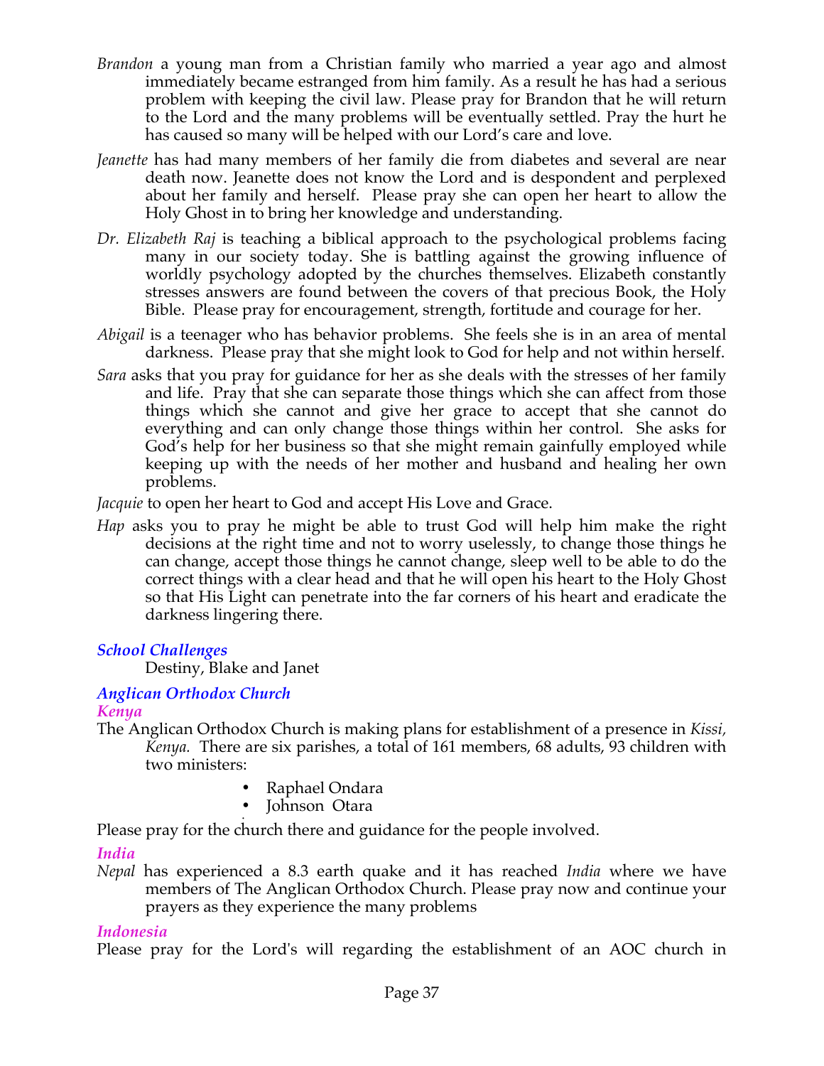*Brandon* a young man from a Christian family who married a year ago and almost immediately became estranged from him family. As a result he has had a serious problem with keeping the civil law. Please pray for Brandon that he will return to the Lord and the many problems will be eventually settled. Pray the hurt he has caused so many will be helped with our Lord's care and love.

*Jeanette* has had many members of her family die from diabetes and several are near death now. Jeanette does not know the Lord and is despondent and perplexed about her family and herself. Please pray she can open her heart to allow the Holy Ghost in to bring her knowledge and understanding.

*Dr. Elizabeth Raj* is teaching a biblical approach to the psychological problems facing many in our society today. She is battling against the growing influence of worldly psychology adopted by the churches themselves. Elizabeth constantly stresses answers are found between the covers of that precious Book, the Holy Bible. Please pray for encouragement, strength, fortitude and courage for her.

*Abigail* is a teenager who has behavior problems. She feels she is in an area of mental darkness. Please pray that she might look to God for help and not within herself.

*Sara* asks that you pray for guidance for her as she deals with the stresses of her family and life. Pray that she can separate those things which she can affect from those things which she cannot and give her grace to accept that she cannot do everything and can only change those things within her control. She asks for God's help for her business so that she might remain gainfully employed while keeping up with the needs of her mother and husband and healing her own problems.

*Jacquie* to open her heart to God and accept His Love and Grace.

*Hap* asks you to pray he might be able to trust God will help him make the right decisions at the right time and not to worry uselessly, to change those things he can change, accept those things he cannot change, sleep well to be able to do the correct things with a clear head and that he will open his heart to the Holy Ghost so that His Light can penetrate into the far corners of his heart and eradicate the darkness lingering there.

### *School Challenges*

Destiny, Blake and Janet

### *Anglican Orthodox Church*

#### *Kenya*

The Anglican Orthodox Church is making plans for establishment of a presence in *Kissi, Kenya.* There are six parishes, a total of 161 members, 68 adults, 93 children with two ministers:

- Raphael Ondara
- Johnson Otara

Please pray for the church there and guidance for the people involved.

#### *India*

*Nepal* has experienced a 8.3 earth quake and it has reached *India* where we have members of The Anglican Orthodox Church. Please pray now and continue your prayers as they experience the many problems

#### *Indonesia*

Please pray for the Lord's will regarding the establishment of an AOC church in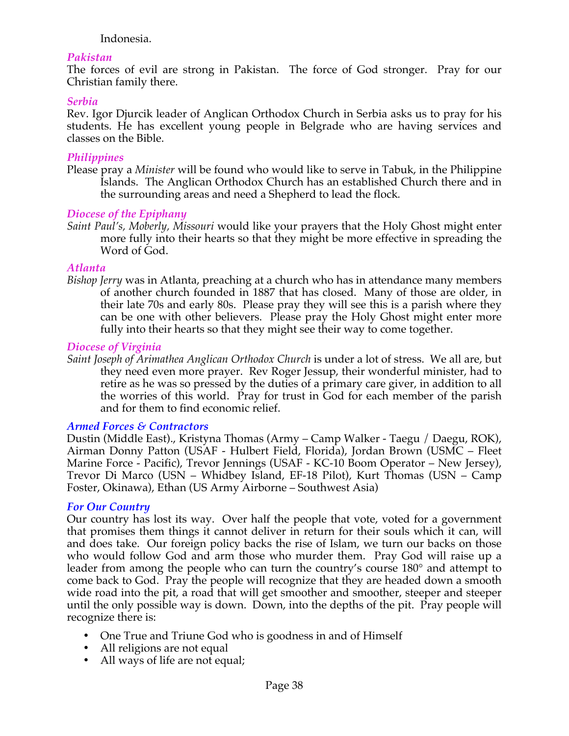Indonesia.

### *Pakistan*

The forces of evil are strong in Pakistan. The force of God stronger. Pray for our Christian family there.

### *Serbia*

Rev. Igor Djurcik leader of Anglican Orthodox Church in Serbia asks us to pray for his students. He has excellent young people in Belgrade who are having services and classes on the Bible.

### *Philippines*

Please pray a *Minister* will be found who would like to serve in Tabuk, in the Philippine Islands. The Anglican Orthodox Church has an established Church there and in the surrounding areas and need a Shepherd to lead the flock.

### *Diocese of the Epiphany*

*Saint Paul's, Moberly, Missouri* would like your prayers that the Holy Ghost might enter more fully into their hearts so that they might be more effective in spreading the Word of God.

### *Atlanta*

*Bishop Jerry* was in Atlanta, preaching at a church who has in attendance many members of another church founded in 1887 that has closed. Many of those are older, in their late 70s and early 80s. Please pray they will see this is a parish where they can be one with other believers. Please pray the Holy Ghost might enter more fully into their hearts so that they might see their way to come together.

### *Diocese of Virginia*

*Saint Joseph of Arimathea Anglican Orthodox Church* is under a lot of stress. We all are, but they need even more prayer. Rev Roger Jessup, their wonderful minister, had to retire as he was so pressed by the duties of a primary care giver, in addition to all the worries of this world. Pray for trust in God for each member of the parish and for them to find economic relief.

### *Armed Forces & Contractors*

Dustin (Middle East)., Kristyna Thomas (Army – Camp Walker - Taegu / Daegu, ROK), Airman Donny Patton (USAF - Hulbert Field, Florida), Jordan Brown (USMC – Fleet Marine Force - Pacific), Trevor Jennings (USAF - KC-10 Boom Operator – New Jersey), Trevor Di Marco (USN – Whidbey Island, EF-18 Pilot), Kurt Thomas (USN – Camp Foster, Okinawa), Ethan (US Army Airborne – Southwest Asia)

### *For Our Country*

Our country has lost its way. Over half the people that vote, voted for a government that promises them things it cannot deliver in return for their souls which it can, will and does take. Our foreign policy backs the rise of Islam, we turn our backs on those who would follow God and arm those who murder them. Pray God will raise up a leader from among the people who can turn the country's course 180° and attempt to come back to God. Pray the people will recognize that they are headed down a smooth wide road into the pit, a road that will get smoother and smoother, steeper and steeper until the only possible way is down. Down, into the depths of the pit. Pray people will recognize there is:

- One True and Triune God who is goodness in and of Himself
- All religions are not equal
- All ways of life are not equal;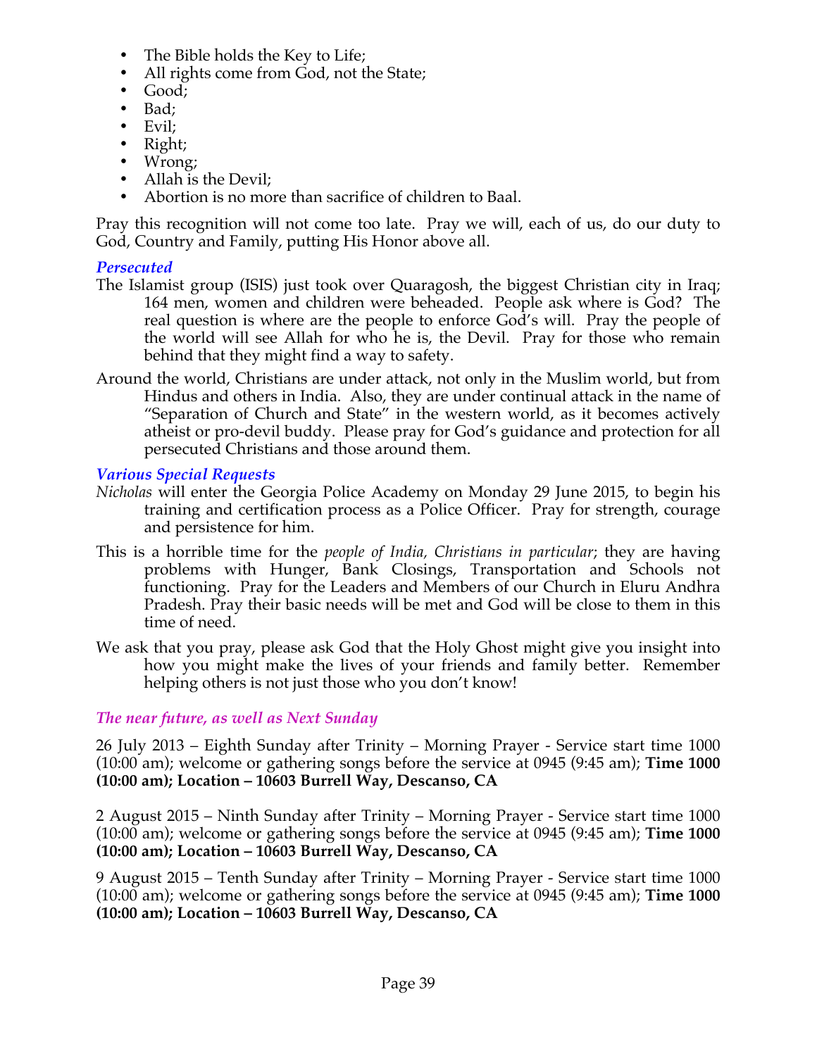- The Bible holds the Key to Life;
- All rights come from God, not the State;
- Good;
- Bad;
- Evil;
- Right;
- Wrong;
- Allah is the Devil;
- Abortion is no more than sacrifice of children to Baal.

Pray this recognition will not come too late. Pray we will, each of us, do our duty to God, Country and Family, putting His Honor above all.

### *Persecuted*

The Islamist group (ISIS) just took over Quaragosh, the biggest Christian city in Iraq; 164 men, women and children were beheaded. People ask where is God? The real question is where are the people to enforce God's will. Pray the people of the world will see Allah for who he is, the Devil. Pray for those who remain behind that they might find a way to safety.

Around the world, Christians are under attack, not only in the Muslim world, but from Hindus and others in India. Also, they are under continual attack in the name of "Separation of Church and State" in the western world, as it becomes actively atheist or pro-devil buddy. Please pray for God's guidance and protection for all persecuted Christians and those around them.

### *Various Special Requests*

*Nicholas* will enter the Georgia Police Academy on Monday 29 June 2015, to begin his training and certification process as a Police Officer. Pray for strength, courage and persistence for him.

This is a horrible time for the *people of India, Christians in particular*; they are having problems with Hunger, Bank Closings, Transportation and Schools not functioning. Pray for the Leaders and Members of our Church in Eluru Andhra Pradesh. Pray their basic needs will be met and God will be close to them in this time of need.

We ask that you pray, please ask God that the Holy Ghost might give you insight into how you might make the lives of your friends and family better. Remember helping others is not just those who you don't know!

### *The near future, as well as Next Sunday*

26 July 2013 – Eighth Sunday after Trinity – Morning Prayer - Service start time 1000 (10:00 am); welcome or gathering songs before the service at 0945 (9:45 am); **Time 1000 (10:00 am); Location – 10603 Burrell Way, Descanso, CA**

2 August 2015 – Ninth Sunday after Trinity – Morning Prayer - Service start time 1000 (10:00 am); welcome or gathering songs before the service at 0945 (9:45 am); **Time 1000 (10:00 am); Location – 10603 Burrell Way, Descanso, CA**

9 August 2015 – Tenth Sunday after Trinity – Morning Prayer - Service start time 1000 (10:00 am); welcome or gathering songs before the service at 0945 (9:45 am); **Time 1000 (10:00 am); Location – 10603 Burrell Way, Descanso, CA**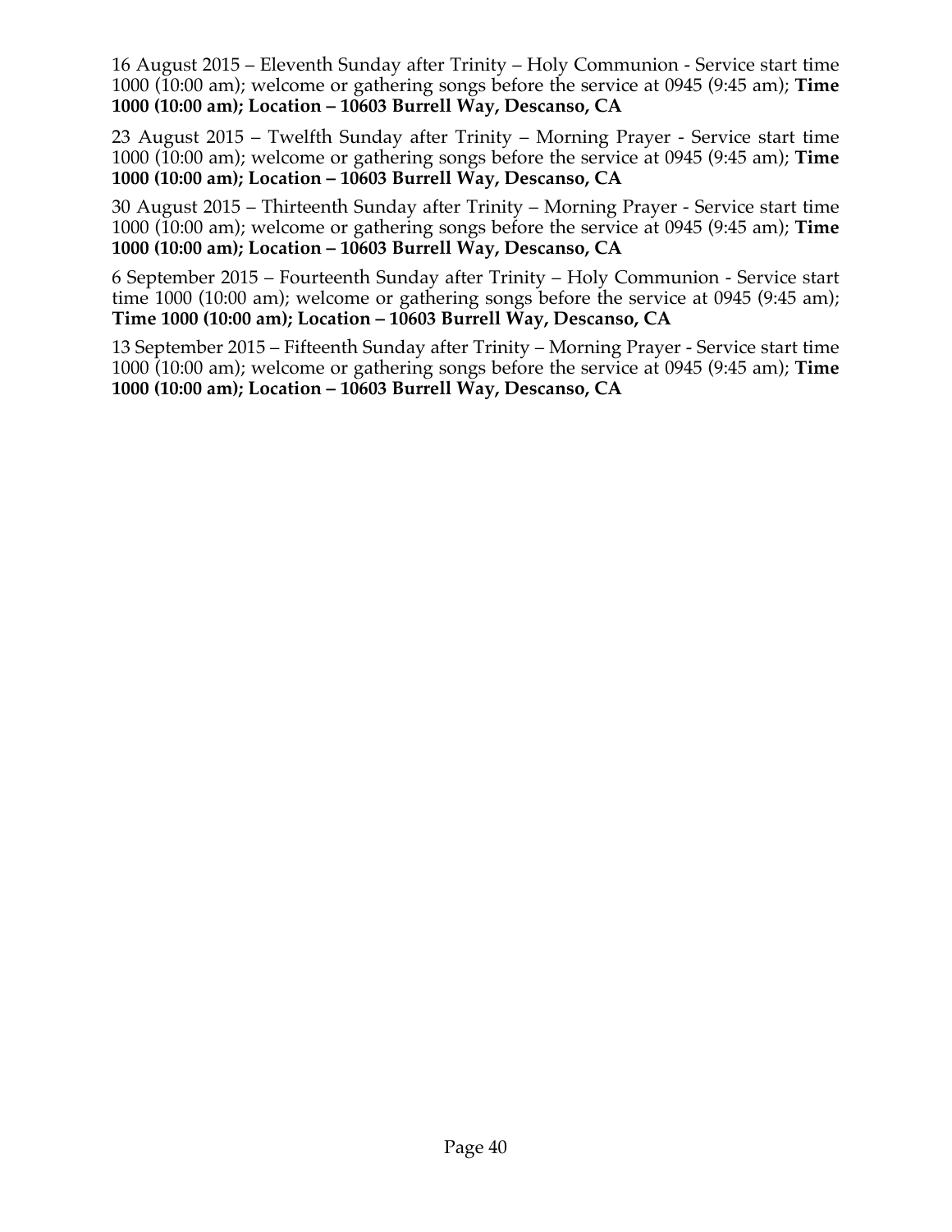16 August 2015 – Eleventh Sunday after Trinity – Holy Communion - Service start time 1000 (10:00 am); welcome or gathering songs before the service at 0945 (9:45 am); **Time 1000 (10:00 am); Location – 10603 Burrell Way, Descanso, CA**

23 August 2015 – Twelfth Sunday after Trinity – Morning Prayer - Service start time 1000 (10:00 am); welcome or gathering songs before the service at 0945 (9:45 am); **Time 1000 (10:00 am); Location – 10603 Burrell Way, Descanso, CA**

30 August 2015 – Thirteenth Sunday after Trinity – Morning Prayer - Service start time 1000 (10:00 am); welcome or gathering songs before the service at 0945 (9:45 am); **Time 1000 (10:00 am); Location – 10603 Burrell Way, Descanso, CA**

6 September 2015 – Fourteenth Sunday after Trinity – Holy Communion - Service start time 1000 (10:00 am); welcome or gathering songs before the service at 0945 (9:45 am); **Time 1000 (10:00 am); Location – 10603 Burrell Way, Descanso, CA**

13 September 2015 – Fifteenth Sunday after Trinity – Morning Prayer - Service start time 1000 (10:00 am); welcome or gathering songs before the service at 0945 (9:45 am); **Time 1000 (10:00 am); Location – 10603 Burrell Way, Descanso, CA**